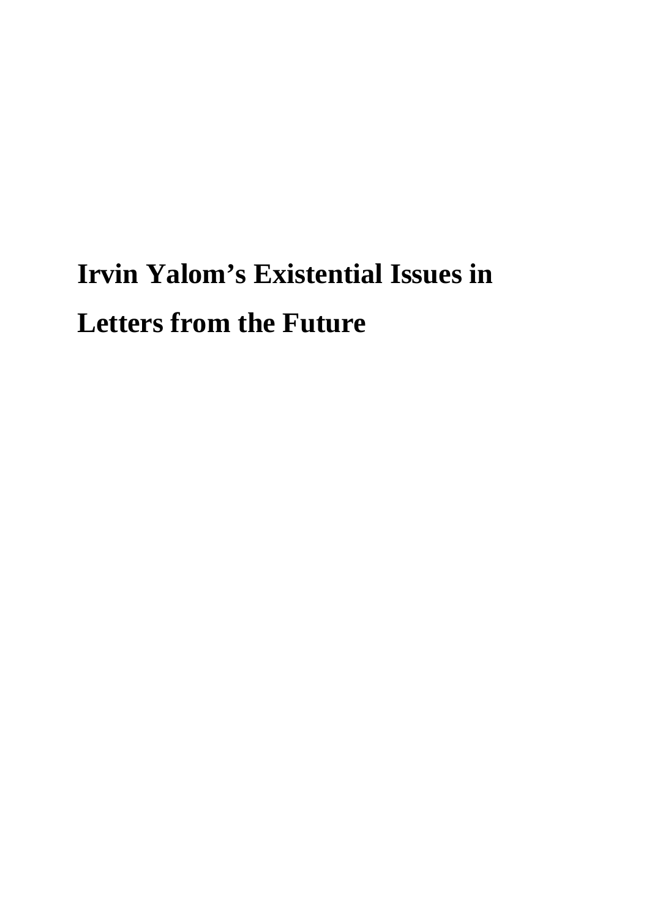# Irvin Yalom's Existential Issues in Letters from the Future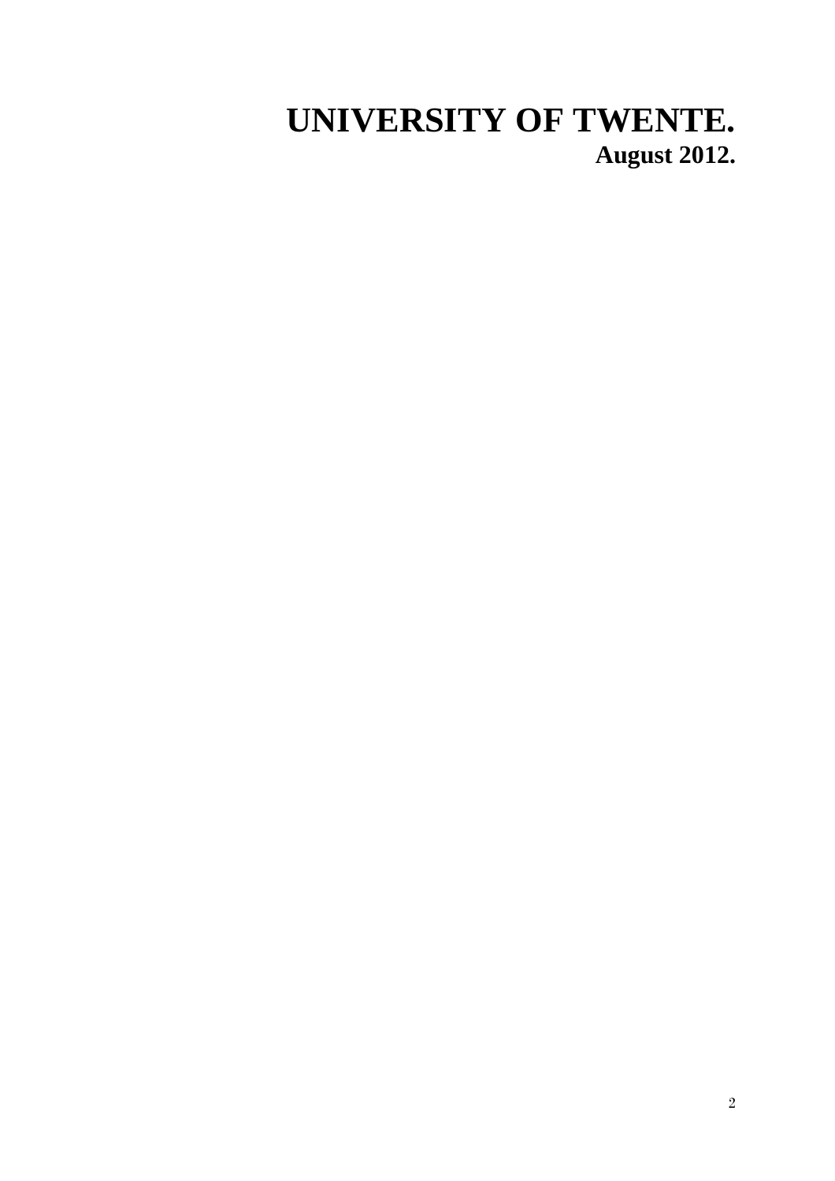# UNIVERSITY OF TWENTE.

**August 2012.**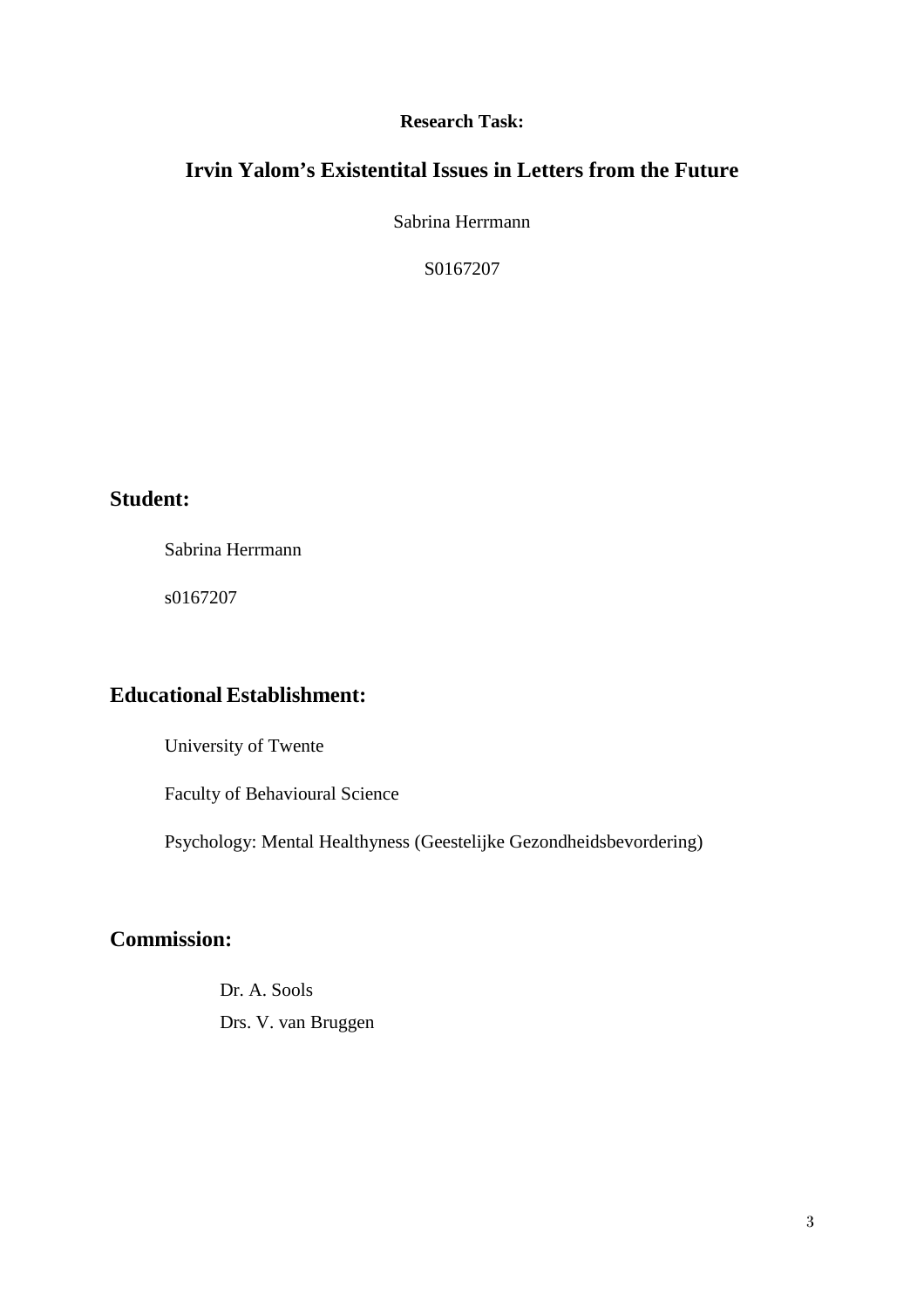**Research Task:**

# Irvin Yalom's Existentital Issues in Letters from the Future

Sabrina Herrmann

S0167207

## Student:

Sabrina Herrmann

s0167207

## Educational Establishment:

University of Twente

Faculty of Behavioural Science

Psychology: Mental Healthyness (Geestelijke Gezondheidsbevordering)

## Commission:

Dr. A. Sools

Drs. V. van Bruggen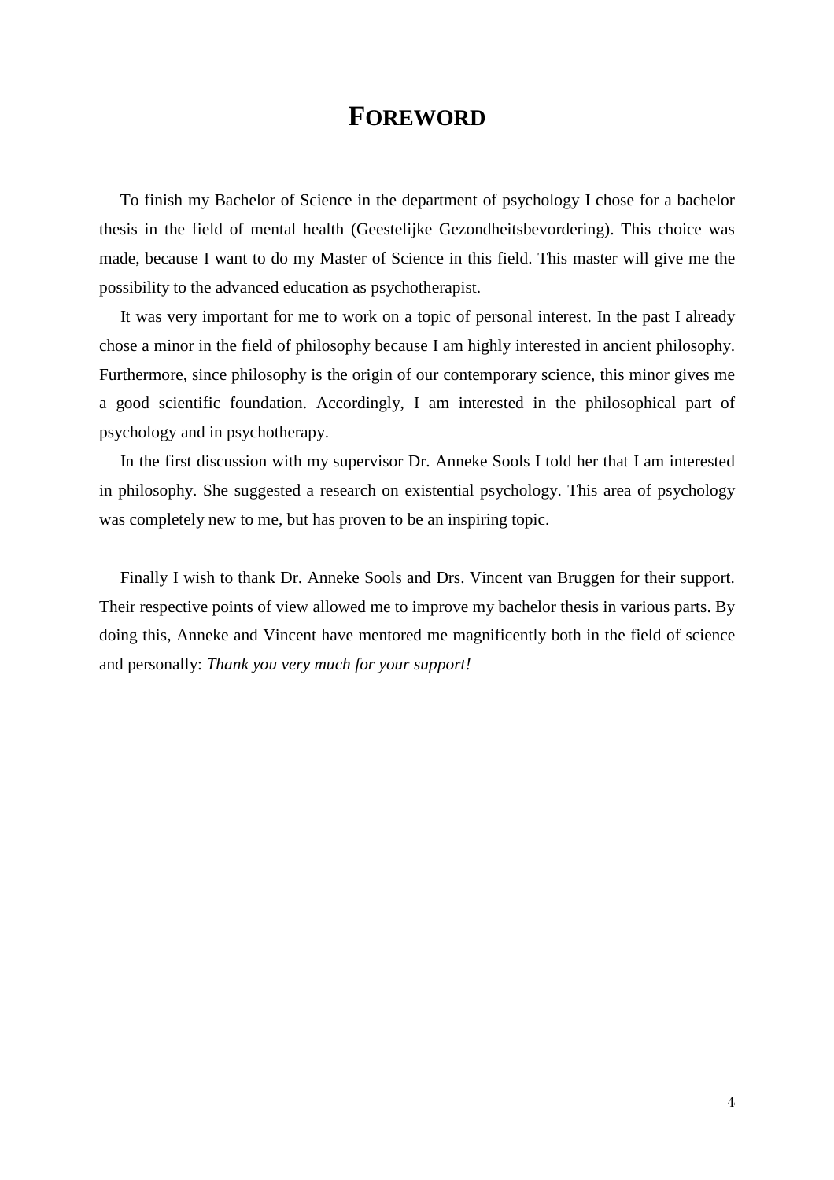# FOREWORD

To finish my Bachelor of Science in the department of psychology I chose for a bachelor thesis in the field of mental health (Geestelijke Gezondheitsbevordering). This choice was made, because I want to do my Master of Science in this field. This master will give me the possibility to the advanced education as psychotherapist.

It was very important for me to work on a topic of personal interest. In the past I already chose a minor in the field of philosophy because I am highly interested in ancient philosophy. Furthermore, since philosophy is the origin of our contemporary science, this minor gives me a good scientific foundation. Accordingly, I am interested in the philosophical part of psychology and in psychotherapy.

In the first discussion with my supervisor Dr. Anneke Sools I told her that I am interested in philosophy. She suggested a research on existential psychology. This area of psychology was completely new to me, but has proven to be an inspiring topic.

Finally I wish to thank Dr. Anneke Sools and Drs. Vincent van Bruggen for their support. Their respective points of view allowed me to improve my bachelor thesis in various parts. By doing this, Anneke and Vincent have mentored me magnificently both in the field of science and personally: *Thank you very much for your support!*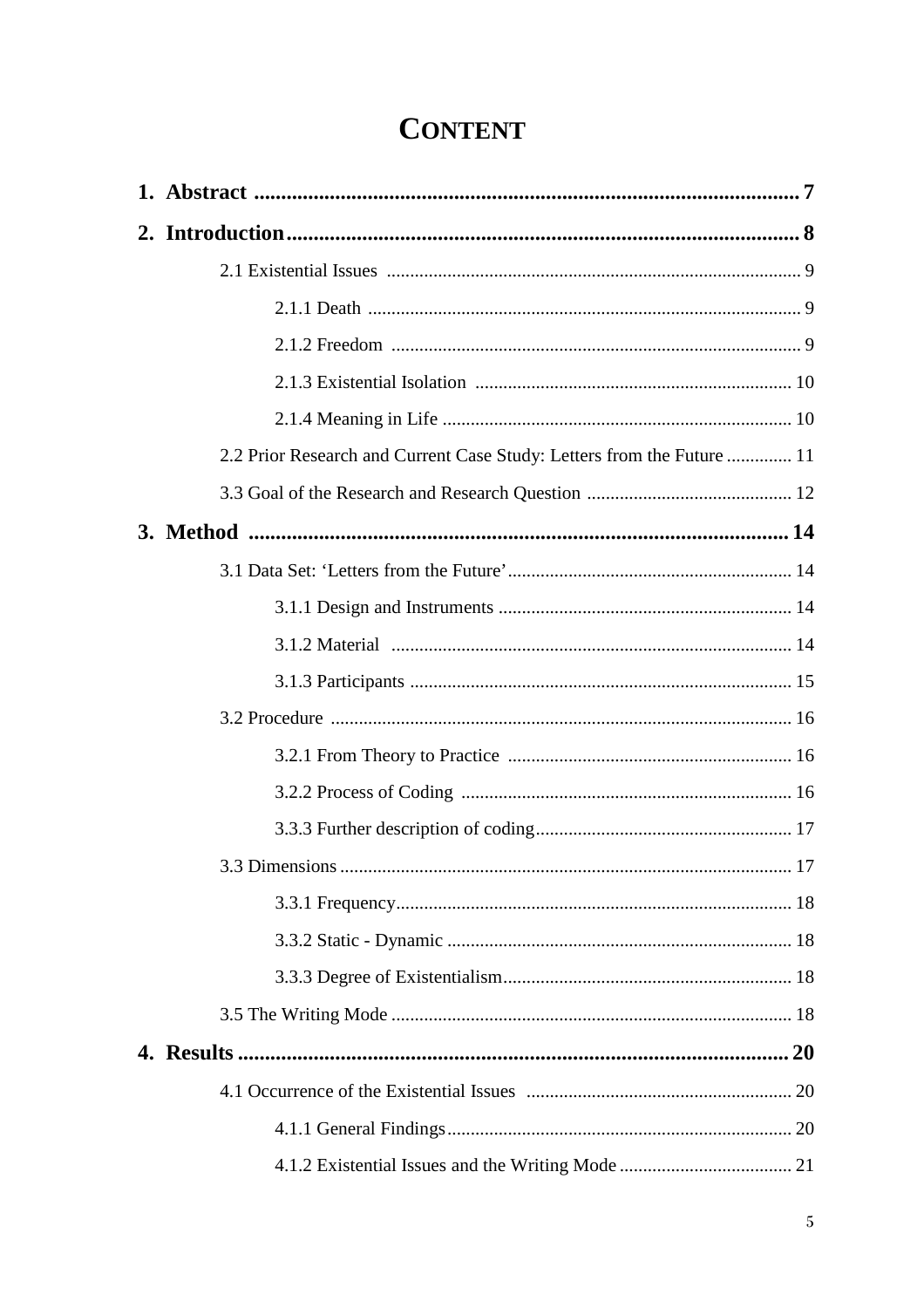# CONTENT

**1. Abstract** ........................................................................................................ **7**

**2. Introduction**...................................................................................................... **8**

- 2.1 Existential Issues ........................................................................................ 9
  - 2.1.1 Death ............................................................................................ 9
  - 2.1.2 Freedom ....................................................................................... 9
  - 2.1.3 Existential Isolation .................................................................... 10
  - 2.1.4 Meaning in Life ........................................................................... 10
- 2.2 Prior Research and Current Case Study: Letters from the Future .............. 11
- 3.3 Goal of the Research and Research Question ............................................ 12

**3. Method** ............................................................................................................ **14**

- 3.1 Data Set: 'Letters from the Future'............................................................. 14
  - 3.1.1 Design and Instruments ............................................................... 14
  - 3.1.2 Material ...................................................................................... 14
  - 3.1.3 Participants ................................................................................. 15
- 3.2 Procedure .................................................................................................. 16
  - 3.2.1 From Theory to Practice ............................................................. 16
  - 3.2.2 Process of Coding ....................................................................... 16
  - 3.3.3 Further description of coding....................................................... 17
- 3.3 Dimensions................................................................................................. 17
  - 3.3.1 Frequency.................................................................................... 18
  - 3.3.2 Static - Dynamic .......................................................................... 18
  - 3.3.3 Degree of Existentialism.............................................................. 18
- 3.5 The Writing Mode ...................................................................................... 18

**4. Results** ............................................................................................................. **20**

- 4.1 Occurrence of the Existential Issues ......................................................... 20
  - 4.1.1 General Findings.......................................................................... 20
  - 4.1.2 Existential Issues and the Writing Mode ..................................... 21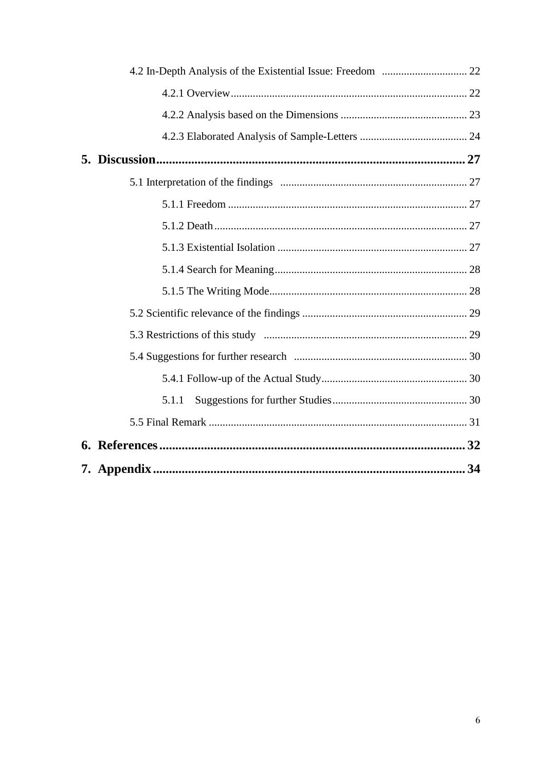4.2 In-Depth Analysis of the Existential Issue: Freedom ............................... 22

4.2.1 Overview ..................................................................................... 22

4.2.2 Analysis based on the Dimensions ............................................. 23

4.2.3 Elaborated Analysis of Sample-Letters ....................................... 24

**5. Discussion ................................................................................................ 27**

5.1 Interpretation of the findings .................................................................... 27

5.1.1 Freedom ...................................................................................... 27

5.1.2 Death ........................................................................................... 27

5.1.3 Existential Isolation .................................................................... 27

5.1.4 Search for Meaning ..................................................................... 28

5.1.5 The Writing Mode ....................................................................... 28

5.2 Scientific relevance of the findings ............................................................ 29

5.3 Restrictions of this study .......................................................................... 29

5.4 Suggestions for further research ............................................................... 30

5.4.1 Follow-up of the Actual Study ..................................................... 30

5.1.1 Suggestions for further Studies ................................................. 30

5.5 Final Remark ............................................................................................. 31

**6. References ............................................................................................... 32**

**7. Appendix ................................................................................................. 34**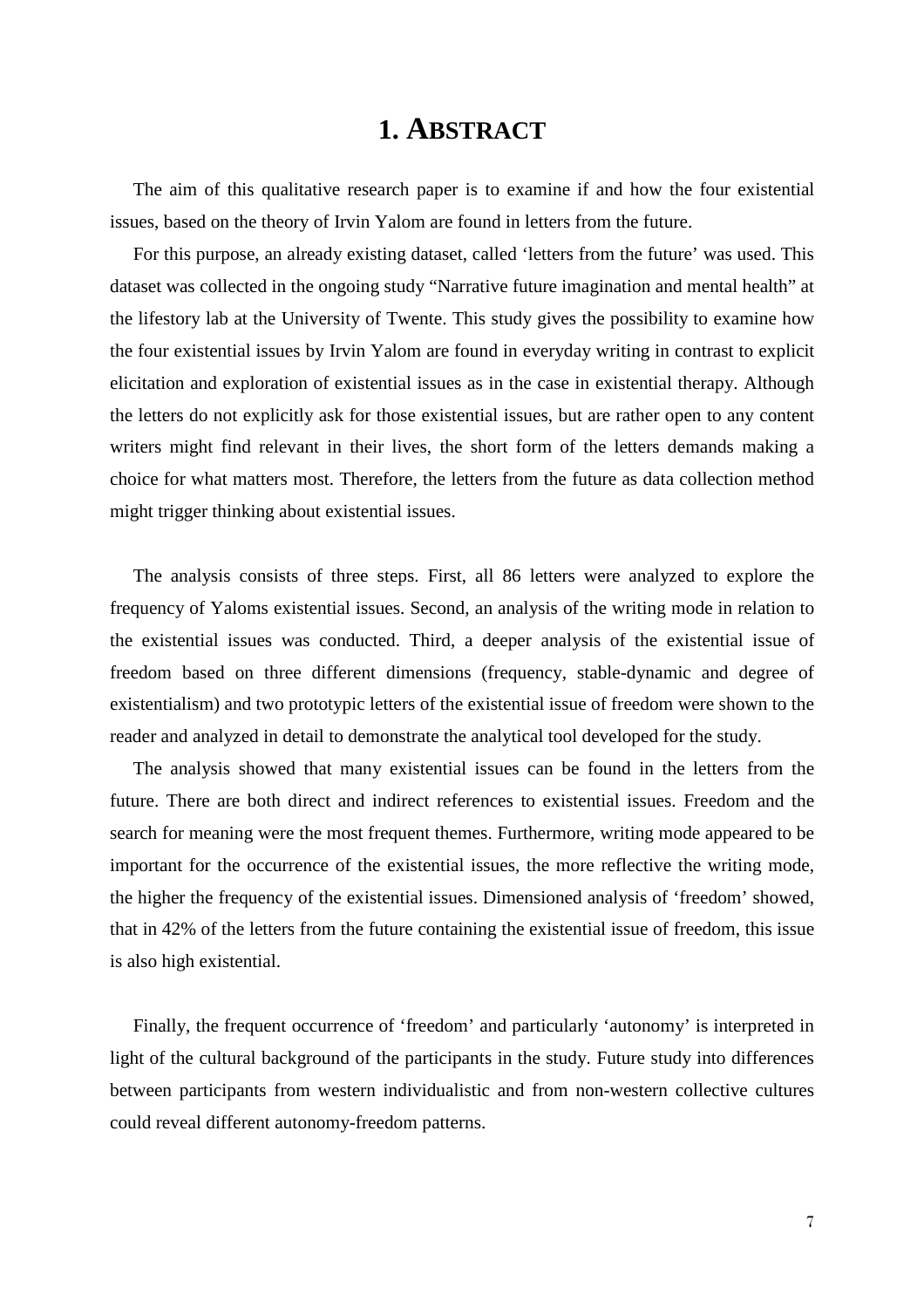# 1. ABSTRACT

The aim of this qualitative research paper is to examine if and how the four existential issues, based on the theory of Irvin Yalom are found in letters from the future.

For this purpose, an already existing dataset, called 'letters from the future' was used. This dataset was collected in the ongoing study "Narrative future imagination and mental health" at the lifestory lab at the University of Twente. This study gives the possibility to examine how the four existential issues by Irvin Yalom are found in everyday writing in contrast to explicit elicitation and exploration of existential issues as in the case in existential therapy. Although the letters do not explicitly ask for those existential issues, but are rather open to any content writers might find relevant in their lives, the short form of the letters demands making a choice for what matters most. Therefore, the letters from the future as data collection method might trigger thinking about existential issues.

The analysis consists of three steps. First, all 86 letters were analyzed to explore the frequency of Yaloms existential issues. Second, an analysis of the writing mode in relation to the existential issues was conducted. Third, a deeper analysis of the existential issue of freedom based on three different dimensions (frequency, stable-dynamic and degree of existentialism) and two prototypic letters of the existential issue of freedom were shown to the reader and analyzed in detail to demonstrate the analytical tool developed for the study.

The analysis showed that many existential issues can be found in the letters from the future. There are both direct and indirect references to existential issues. Freedom and the search for meaning were the most frequent themes. Furthermore, writing mode appeared to be important for the occurrence of the existential issues, the more reflective the writing mode, the higher the frequency of the existential issues. Dimensioned analysis of 'freedom' showed, that in 42% of the letters from the future containing the existential issue of freedom, this issue is also high existential.

Finally, the frequent occurrence of 'freedom' and particularly 'autonomy' is interpreted in light of the cultural background of the participants in the study. Future study into differences between participants from western individualistic and from non-western collective cultures could reveal different autonomy-freedom patterns.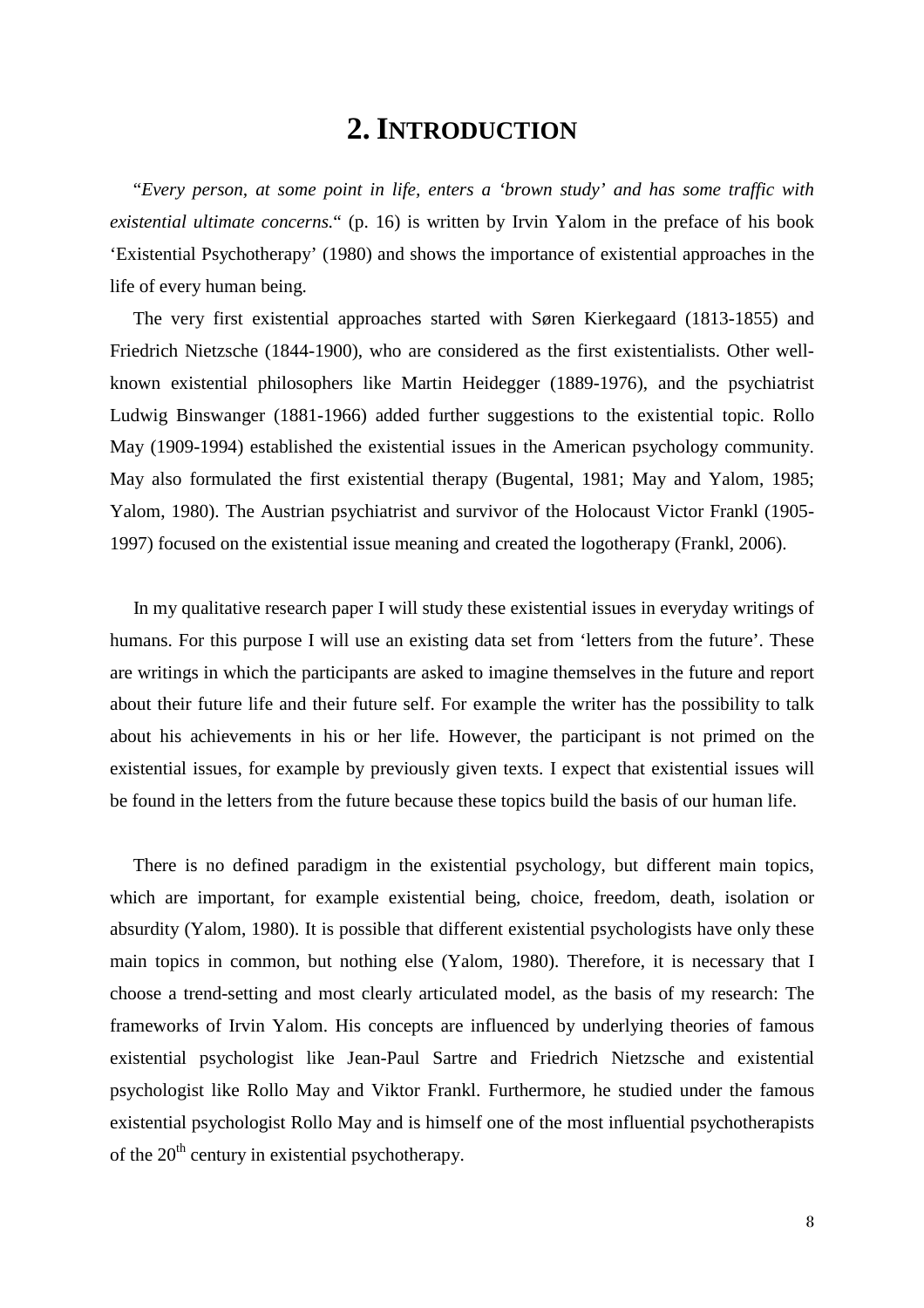# 2. INTRODUCTION

"*Every person, at some point in life, enters a 'brown study' and has some traffic with existential ultimate concerns.*" (p. 16) is written by Irvin Yalom in the preface of his book 'Existential Psychotherapy' (1980) and shows the importance of existential approaches in the life of every human being.

The very first existential approaches started with Søren Kierkegaard (1813-1855) and Friedrich Nietzsche (1844-1900), who are considered as the first existentialists. Other well-known existential philosophers like Martin Heidegger (1889-1976), and the psychiatrist Ludwig Binswanger (1881-1966) added further suggestions to the existential topic. Rollo May (1909-1994) established the existential issues in the American psychology community. May also formulated the first existential therapy (Bugental, 1981; May and Yalom, 1985; Yalom, 1980). The Austrian psychiatrist and survivor of the Holocaust Victor Frankl (1905-1997) focused on the existential issue meaning and created the logotherapy (Frankl, 2006).

In my qualitative research paper I will study these existential issues in everyday writings of humans. For this purpose I will use an existing data set from 'letters from the future'. These are writings in which the participants are asked to imagine themselves in the future and report about their future life and their future self. For example the writer has the possibility to talk about his achievements in his or her life. However, the participant is not primed on the existential issues, for example by previously given texts. I expect that existential issues will be found in the letters from the future because these topics build the basis of our human life.

There is no defined paradigm in the existential psychology, but different main topics, which are important, for example existential being, choice, freedom, death, isolation or absurdity (Yalom, 1980). It is possible that different existential psychologists have only these main topics in common, but nothing else (Yalom, 1980). Therefore, it is necessary that I choose a trend-setting and most clearly articulated model, as the basis of my research: The frameworks of Irvin Yalom. His concepts are influenced by underlying theories of famous existential psychologist like Jean-Paul Sartre and Friedrich Nietzsche and existential psychologist like Rollo May and Viktor Frankl. Furthermore, he studied under the famous existential psychologist Rollo May and is himself one of the most influential psychotherapists of the 20th century in existential psychotherapy.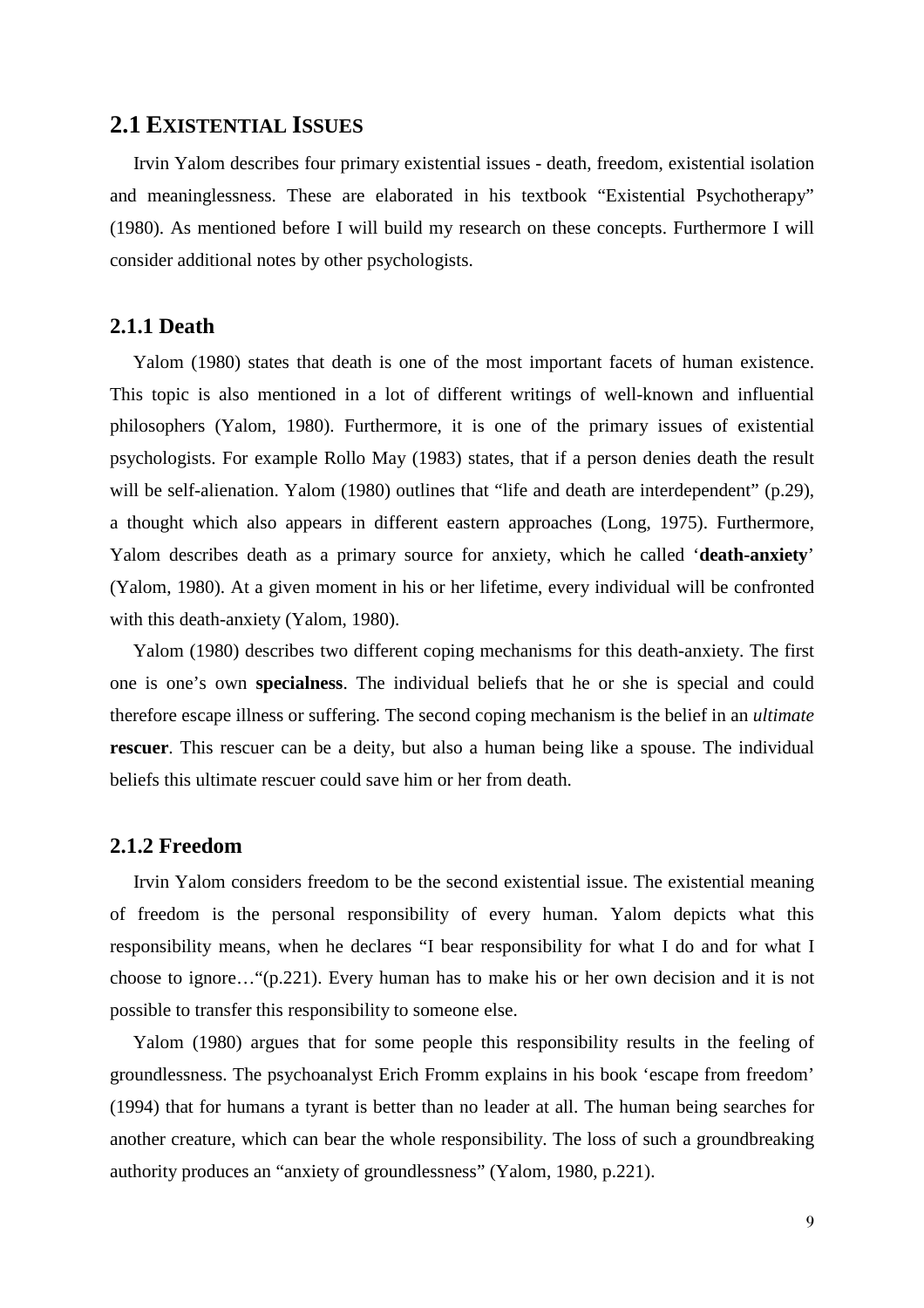## 2.1 Existential Issues

Irvin Yalom describes four primary existential issues - death, freedom, existential isolation and meaninglessness. These are elaborated in his textbook "Existential Psychotherapy" (1980). As mentioned before I will build my research on these concepts. Furthermore I will consider additional notes by other psychologists.

### 2.1.1 Death

Yalom (1980) states that death is one of the most important facets of human existence. This topic is also mentioned in a lot of different writings of well-known and influential philosophers (Yalom, 1980). Furthermore, it is one of the primary issues of existential psychologists. For example Rollo May (1983) states, that if a person denies death the result will be self-alienation. Yalom (1980) outlines that "life and death are interdependent" (p.29), a thought which also appears in different eastern approaches (Long, 1975). Furthermore, Yalom describes death as a primary source for anxiety, which he called '**death-anxiety**' (Yalom, 1980). At a given moment in his or her lifetime, every individual will be confronted with this death-anxiety (Yalom, 1980).

Yalom (1980) describes two different coping mechanisms for this death-anxiety. The first one is one's own **specialness**. The individual beliefs that he or she is special and could therefore escape illness or suffering. The second coping mechanism is the belief in an *ultimate* **rescuer**. This rescuer can be a deity, but also a human being like a spouse. The individual beliefs this ultimate rescuer could save him or her from death.

### 2.1.2 Freedom

Irvin Yalom considers freedom to be the second existential issue. The existential meaning of freedom is the personal responsibility of every human. Yalom depicts what this responsibility means, when he declares "I bear responsibility for what I do and for what I choose to ignore…"(p.221). Every human has to make his or her own decision and it is not possible to transfer this responsibility to someone else.

Yalom (1980) argues that for some people this responsibility results in the feeling of groundlessness. The psychoanalyst Erich Fromm explains in his book 'escape from freedom' (1994) that for humans a tyrant is better than no leader at all. The human being searches for another creature, which can bear the whole responsibility. The loss of such a groundbreaking authority produces an "anxiety of groundlessness" (Yalom, 1980, p.221).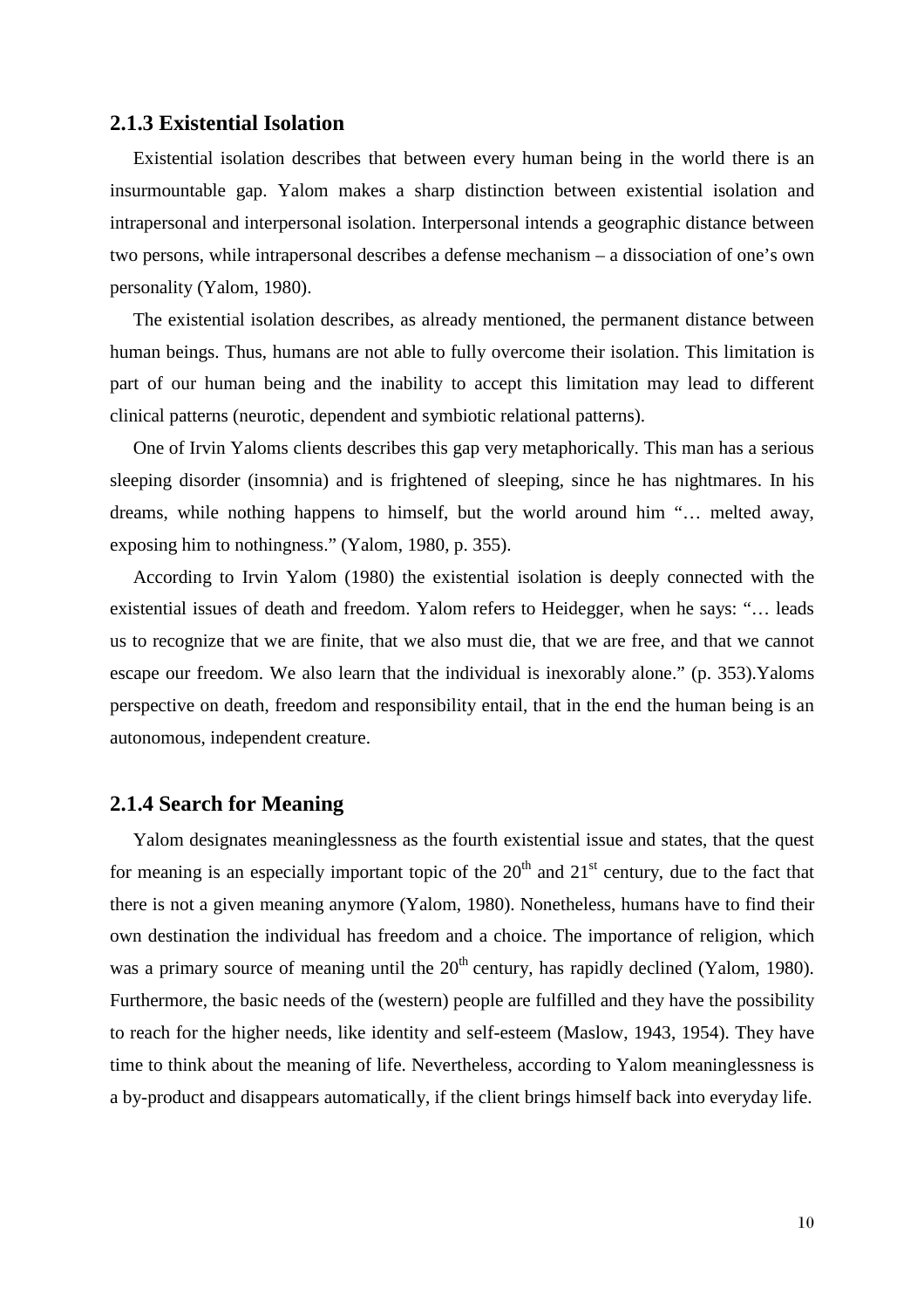### 2.1.3 Existential Isolation

Existential isolation describes that between every human being in the world there is an insurmountable gap. Yalom makes a sharp distinction between existential isolation and intrapersonal and interpersonal isolation. Interpersonal intends a geographic distance between two persons, while intrapersonal describes a defense mechanism – a dissociation of one's own personality (Yalom, 1980).

The existential isolation describes, as already mentioned, the permanent distance between human beings. Thus, humans are not able to fully overcome their isolation. This limitation is part of our human being and the inability to accept this limitation may lead to different clinical patterns (neurotic, dependent and symbiotic relational patterns).

One of Irvin Yaloms clients describes this gap very metaphorically. This man has a serious sleeping disorder (insomnia) and is frightened of sleeping, since he has nightmares. In his dreams, while nothing happens to himself, but the world around him "… melted away, exposing him to nothingness." (Yalom, 1980, p. 355).

According to Irvin Yalom (1980) the existential isolation is deeply connected with the existential issues of death and freedom. Yalom refers to Heidegger, when he says: "… leads us to recognize that we are finite, that we also must die, that we are free, and that we cannot escape our freedom. We also learn that the individual is inexorably alone." (p. 353).Yaloms perspective on death, freedom and responsibility entail, that in the end the human being is an autonomous, independent creature.

### 2.1.4 Search for Meaning

Yalom designates meaninglessness as the fourth existential issue and states, that the quest for meaning is an especially important topic of the 20th and 21st century, due to the fact that there is not a given meaning anymore (Yalom, 1980). Nonetheless, humans have to find their own destination the individual has freedom and a choice. The importance of religion, which was a primary source of meaning until the 20th century, has rapidly declined (Yalom, 1980). Furthermore, the basic needs of the (western) people are fulfilled and they have the possibility to reach for the higher needs, like identity and self-esteem (Maslow, 1943, 1954). They have time to think about the meaning of life. Nevertheless, according to Yalom meaninglessness is a by-product and disappears automatically, if the client brings himself back into everyday life.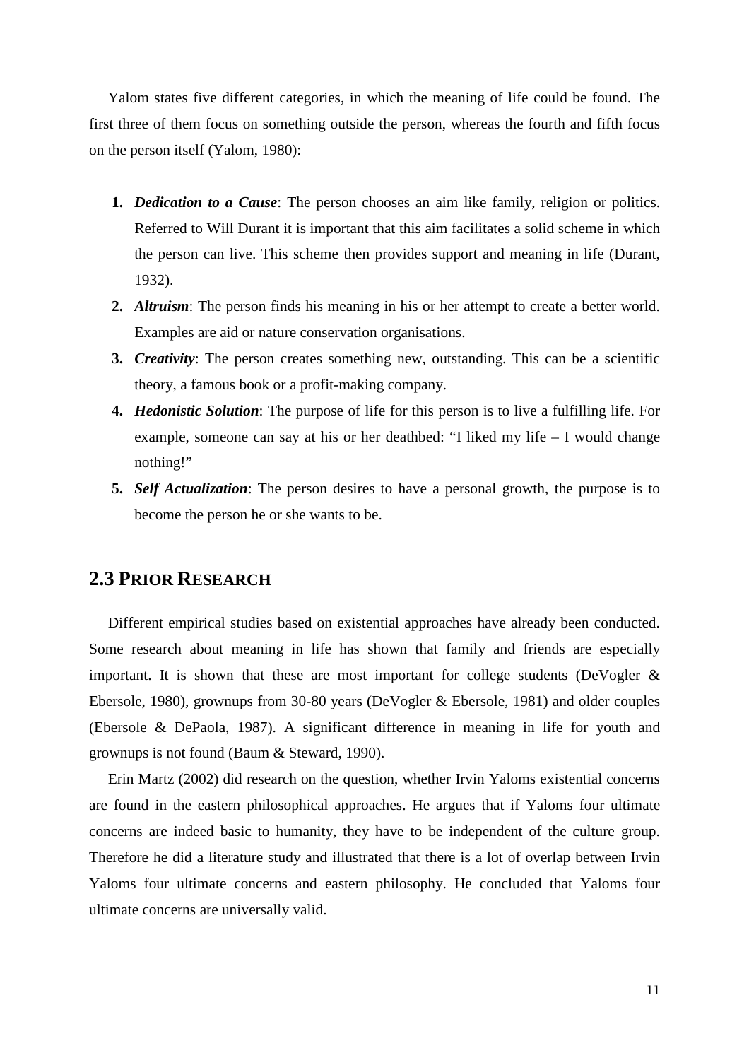Yalom states five different categories, in which the meaning of life could be found. The first three of them focus on something outside the person, whereas the fourth and fifth focus on the person itself (Yalom, 1980):

1. ***Dedication to a Cause***: The person chooses an aim like family, religion or politics. Referred to Will Durant it is important that this aim facilitates a solid scheme in which the person can live. This scheme then provides support and meaning in life (Durant, 1932).
2. ***Altruism***: The person finds his meaning in his or her attempt to create a better world. Examples are aid or nature conservation organisations.
3. ***Creativity***: The person creates something new, outstanding. This can be a scientific theory, a famous book or a profit-making company.
4. ***Hedonistic Solution***: The purpose of life for this person is to live a fulfilling life. For example, someone can say at his or her deathbed: "I liked my life – I would change nothing!"
5. ***Self Actualization***: The person desires to have a personal growth, the purpose is to become the person he or she wants to be.

## 2.3 Prior Research

Different empirical studies based on existential approaches have already been conducted. Some research about meaning in life has shown that family and friends are especially important. It is shown that these are most important for college students (DeVogler & Ebersole, 1980), grownups from 30-80 years (DeVogler & Ebersole, 1981) and older couples (Ebersole & DePaola, 1987). A significant difference in meaning in life for youth and grownups is not found (Baum & Steward, 1990).

Erin Martz (2002) did research on the question, whether Irvin Yaloms existential concerns are found in the eastern philosophical approaches. He argues that if Yaloms four ultimate concerns are indeed basic to humanity, they have to be independent of the culture group. Therefore he did a literature study and illustrated that there is a lot of overlap between Irvin Yaloms four ultimate concerns and eastern philosophy. He concluded that Yaloms four ultimate concerns are universally valid.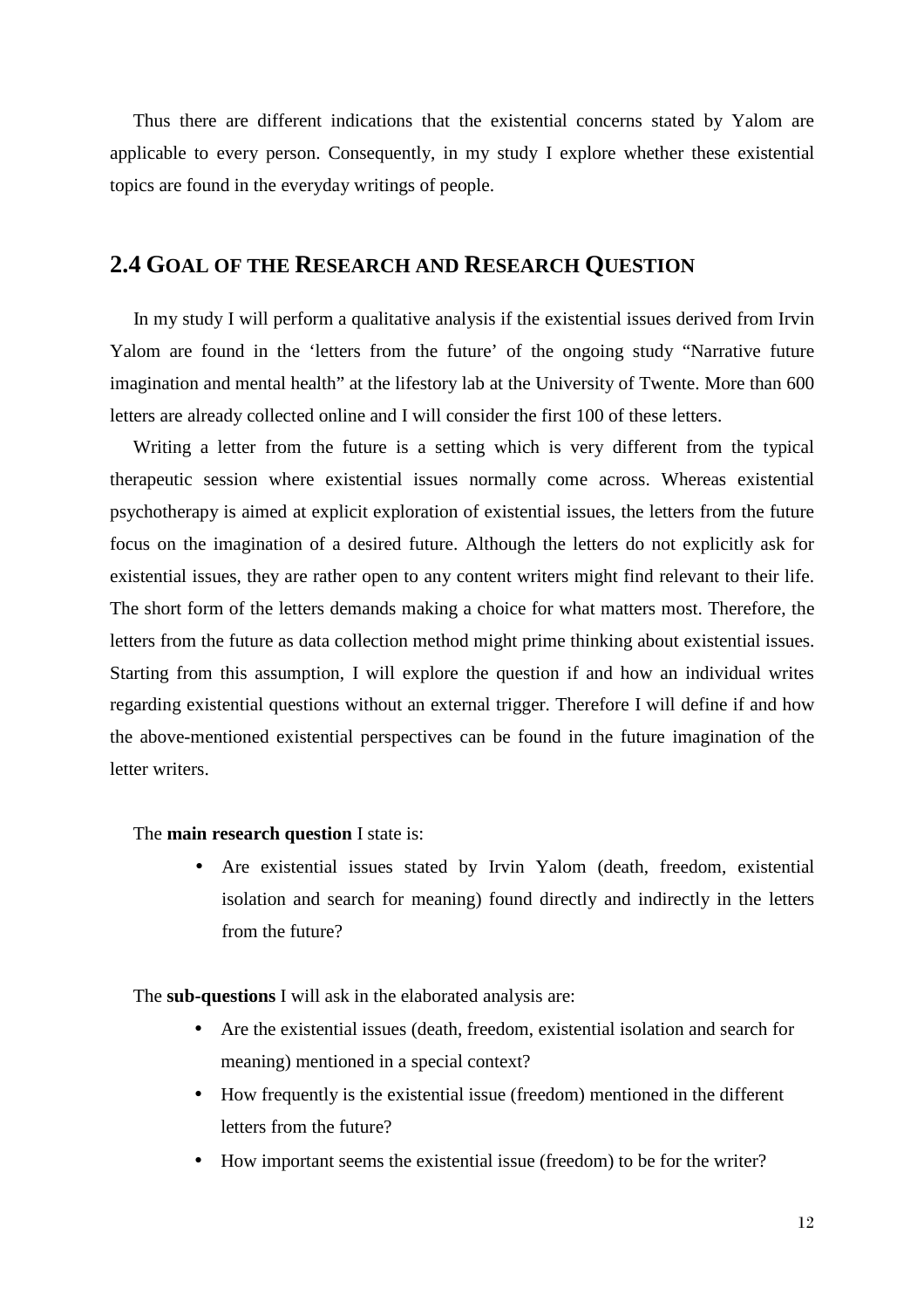Thus there are different indications that the existential concerns stated by Yalom are applicable to every person. Consequently, in my study I explore whether these existential topics are found in the everyday writings of people.

## 2.4 Goal of the Research and Research Question

In my study I will perform a qualitative analysis if the existential issues derived from Irvin Yalom are found in the 'letters from the future' of the ongoing study "Narrative future imagination and mental health" at the lifestory lab at the University of Twente. More than 600 letters are already collected online and I will consider the first 100 of these letters.

Writing a letter from the future is a setting which is very different from the typical therapeutic session where existential issues normally come across. Whereas existential psychotherapy is aimed at explicit exploration of existential issues, the letters from the future focus on the imagination of a desired future. Although the letters do not explicitly ask for existential issues, they are rather open to any content writers might find relevant to their life. The short form of the letters demands making a choice for what matters most. Therefore, the letters from the future as data collection method might prime thinking about existential issues. Starting from this assumption, I will explore the question if and how an individual writes regarding existential questions without an external trigger. Therefore I will define if and how the above-mentioned existential perspectives can be found in the future imagination of the letter writers.

The **main research question** I state is:

- Are existential issues stated by Irvin Yalom (death, freedom, existential isolation and search for meaning) found directly and indirectly in the letters from the future?

The **sub-questions** I will ask in the elaborated analysis are:

- Are the existential issues (death, freedom, existential isolation and search for meaning) mentioned in a special context?
- How frequently is the existential issue (freedom) mentioned in the different letters from the future?
- How important seems the existential issue (freedom) to be for the writer?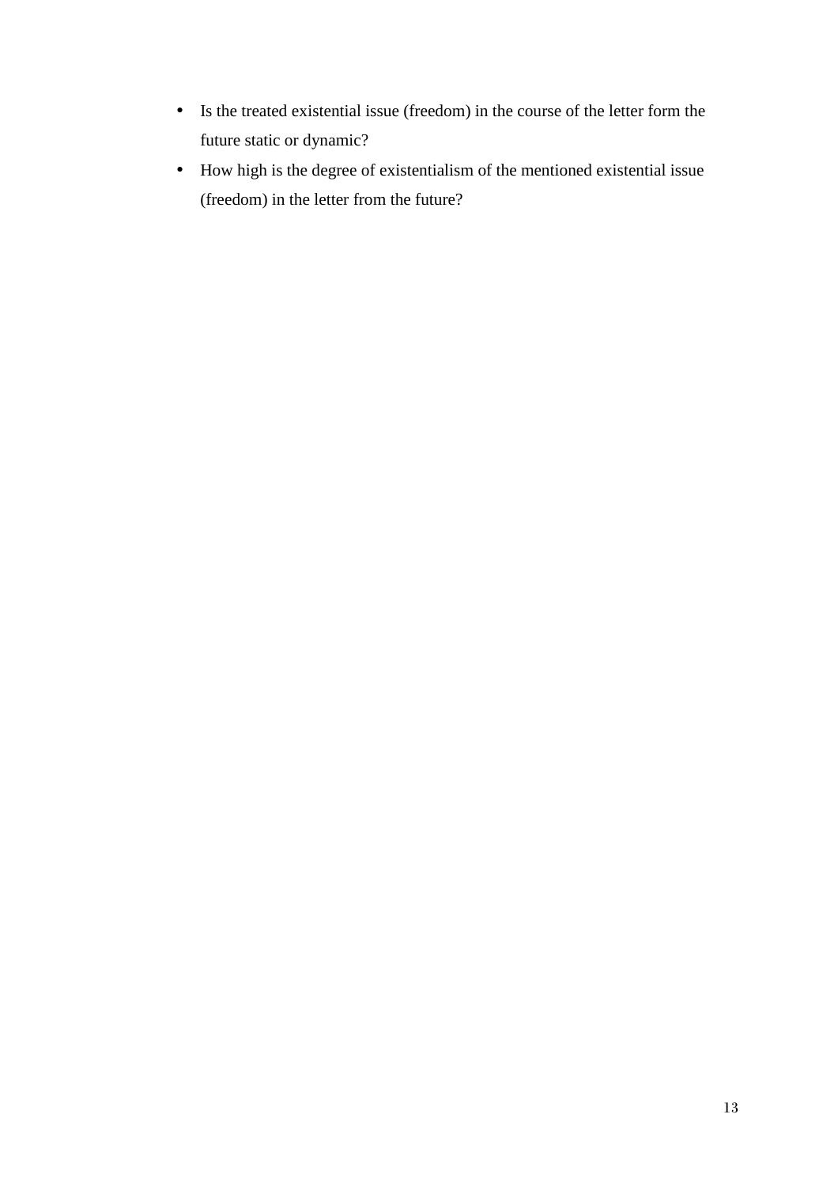- Is the treated existential issue (freedom) in the course of the letter form the future static or dynamic?
- How high is the degree of existentialism of the mentioned existential issue (freedom) in the letter from the future?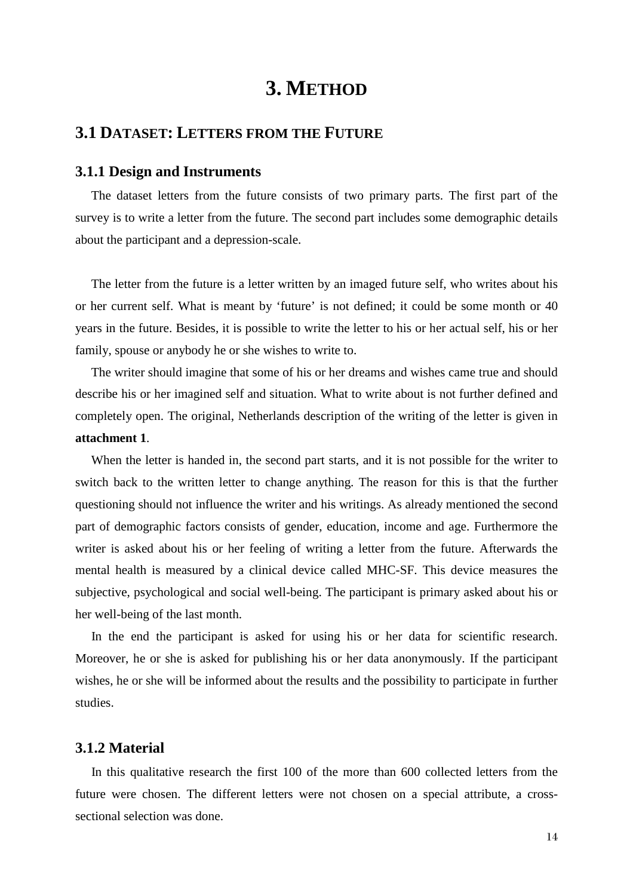# 3. METHOD

## 3.1 DATASET: LETTERS FROM THE FUTURE

### 3.1.1 Design and Instruments

The dataset letters from the future consists of two primary parts. The first part of the survey is to write a letter from the future. The second part includes some demographic details about the participant and a depression-scale.

The letter from the future is a letter written by an imaged future self, who writes about his or her current self. What is meant by 'future' is not defined; it could be some month or 40 years in the future. Besides, it is possible to write the letter to his or her actual self, his or her family, spouse or anybody he or she wishes to write to.

The writer should imagine that some of his or her dreams and wishes came true and should describe his or her imagined self and situation. What to write about is not further defined and completely open. The original, Netherlands description of the writing of the letter is given in **attachment 1**.

When the letter is handed in, the second part starts, and it is not possible for the writer to switch back to the written letter to change anything. The reason for this is that the further questioning should not influence the writer and his writings. As already mentioned the second part of demographic factors consists of gender, education, income and age. Furthermore the writer is asked about his or her feeling of writing a letter from the future. Afterwards the mental health is measured by a clinical device called MHC-SF. This device measures the subjective, psychological and social well-being. The participant is primary asked about his or her well-being of the last month.

In the end the participant is asked for using his or her data for scientific research. Moreover, he or she is asked for publishing his or her data anonymously. If the participant wishes, he or she will be informed about the results and the possibility to participate in further studies.

### 3.1.2 Material

In this qualitative research the first 100 of the more than 600 collected letters from the future were chosen. The different letters were not chosen on a special attribute, a cross-sectional selection was done.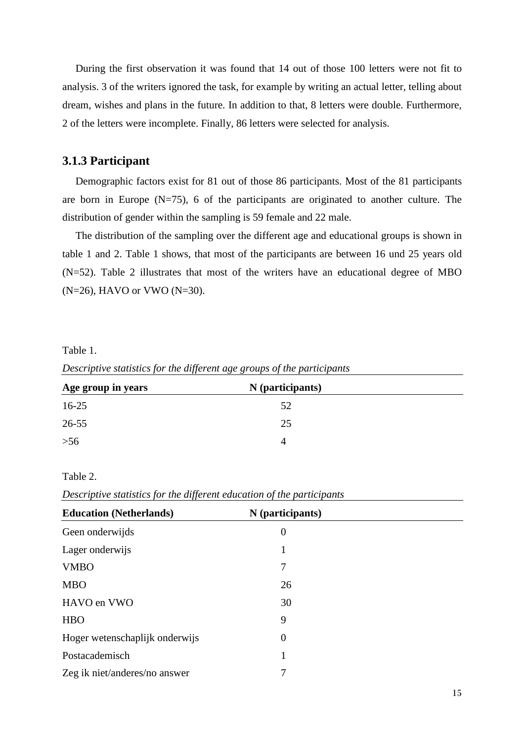During the first observation it was found that 14 out of those 100 letters were not fit to analysis. 3 of the writers ignored the task, for example by writing an actual letter, telling about dream, wishes and plans in the future. In addition to that, 8 letters were double. Furthermore, 2 of the letters were incomplete. Finally, 86 letters were selected for analysis.

### 3.1.3 Participant

Demographic factors exist for 81 out of those 86 participants. Most of the 81 participants are born in Europe (N=75), 6 of the participants are originated to another culture. The distribution of gender within the sampling is 59 female and 22 male.

The distribution of the sampling over the different age and educational groups is shown in table 1 and 2. Table 1 shows, that most of the participants are between 16 und 25 years old (N=52). Table 2 illustrates that most of the writers have an educational degree of MBO (N=26), HAVO or VWO (N=30).

Table 1.

*Descriptive statistics for the different age groups of the participants*

| Age group in years | N (participants) |
| --- | --- |
| 16-25 | 52 |
| 26-55 | 25 |
| >56 | 4 |

Table 2.

*Descriptive statistics for the different education of the participants*

| Education (Netherlands) | N (participants) |
| --- | --- |
| Geen onderwijds | 0 |
| Lager onderwijs | 1 |
| VMBO | 7 |
| MBO | 26 |
| HAVO en VWO | 30 |
| HBO | 9 |
| Hoger wetenschaplijk onderwijs | 0 |
| Postacademisch | 1 |
| Zeg ik niet/anderes/no answer | 7 |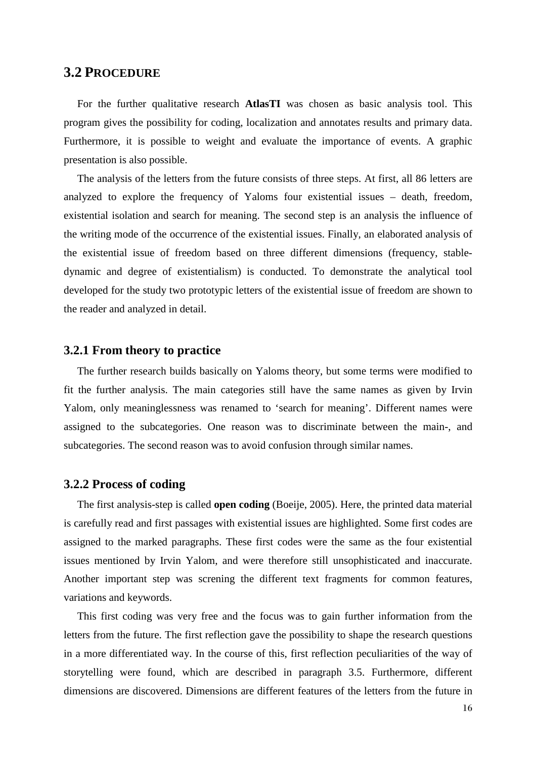## 3.2 Procedure

For the further qualitative research **AtlasTI** was chosen as basic analysis tool. This program gives the possibility for coding, localization and annotates results and primary data. Furthermore, it is possible to weight and evaluate the importance of events. A graphic presentation is also possible.

The analysis of the letters from the future consists of three steps. At first, all 86 letters are analyzed to explore the frequency of Yaloms four existential issues – death, freedom, existential isolation and search for meaning. The second step is an analysis the influence of the writing mode of the occurrence of the existential issues. Finally, an elaborated analysis of the existential issue of freedom based on three different dimensions (frequency, stable-dynamic and degree of existentialism) is conducted. To demonstrate the analytical tool developed for the study two prototypic letters of the existential issue of freedom are shown to the reader and analyzed in detail.

### 3.2.1 From theory to practice

The further research builds basically on Yaloms theory, but some terms were modified to fit the further analysis. The main categories still have the same names as given by Irvin Yalom, only meaninglessness was renamed to 'search for meaning'. Different names were assigned to the subcategories. One reason was to discriminate between the main-, and subcategories. The second reason was to avoid confusion through similar names.

### 3.2.2 Process of coding

The first analysis-step is called **open coding** (Boeije, 2005). Here, the printed data material is carefully read and first passages with existential issues are highlighted. Some first codes are assigned to the marked paragraphs. These first codes were the same as the four existential issues mentioned by Irvin Yalom, and were therefore still unsophisticated and inaccurate. Another important step was screning the different text fragments for common features, variations and keywords.

This first coding was very free and the focus was to gain further information from the letters from the future. The first reflection gave the possibility to shape the research questions in a more differentiated way. In the course of this, first reflection peculiarities of the way of storytelling were found, which are described in paragraph 3.5. Furthermore, different dimensions are discovered. Dimensions are different features of the letters from the future in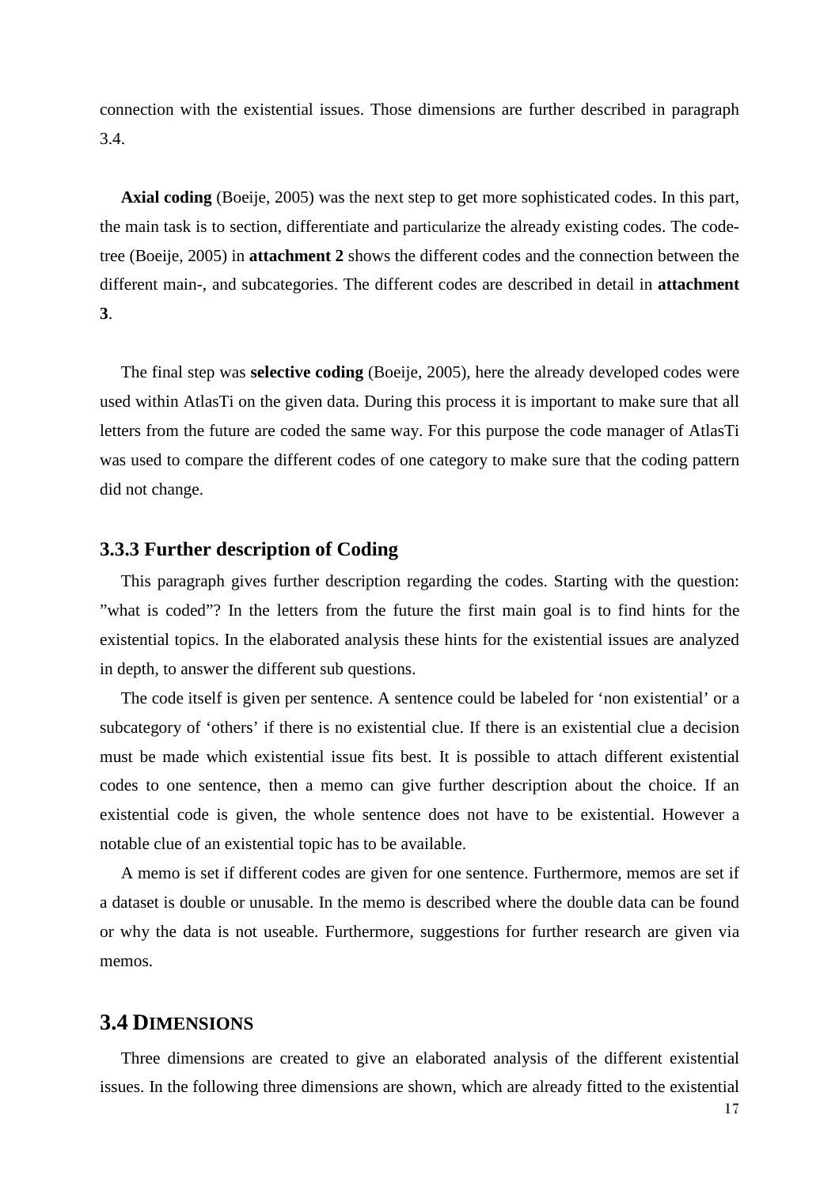connection with the existential issues. Those dimensions are further described in paragraph 3.4.

**Axial coding** (Boeije, 2005) was the next step to get more sophisticated codes. In this part, the main task is to section, differentiate and particularize the already existing codes. The code-tree (Boeije, 2005) in **attachment 2** shows the different codes and the connection between the different main-, and subcategories. The different codes are described in detail in **attachment 3**.

The final step was **selective coding** (Boeije, 2005), here the already developed codes were used within AtlasTi on the given data. During this process it is important to make sure that all letters from the future are coded the same way. For this purpose the code manager of AtlasTi was used to compare the different codes of one category to make sure that the coding pattern did not change.

### 3.3.3 Further description of Coding

This paragraph gives further description regarding the codes. Starting with the question: "what is coded"? In the letters from the future the first main goal is to find hints for the existential topics. In the elaborated analysis these hints for the existential issues are analyzed in depth, to answer the different sub questions.

The code itself is given per sentence. A sentence could be labeled for 'non existential' or a subcategory of 'others' if there is no existential clue. If there is an existential clue a decision must be made which existential issue fits best. It is possible to attach different existential codes to one sentence, then a memo can give further description about the choice. If an existential code is given, the whole sentence does not have to be existential. However a notable clue of an existential topic has to be available.

A memo is set if different codes are given for one sentence. Furthermore, memos are set if a dataset is double or unusable. In the memo is described where the double data can be found or why the data is not useable. Furthermore, suggestions for further research are given via memos.

## 3.4 DIMENSIONS

Three dimensions are created to give an elaborated analysis of the different existential issues. In the following three dimensions are shown, which are already fitted to the existential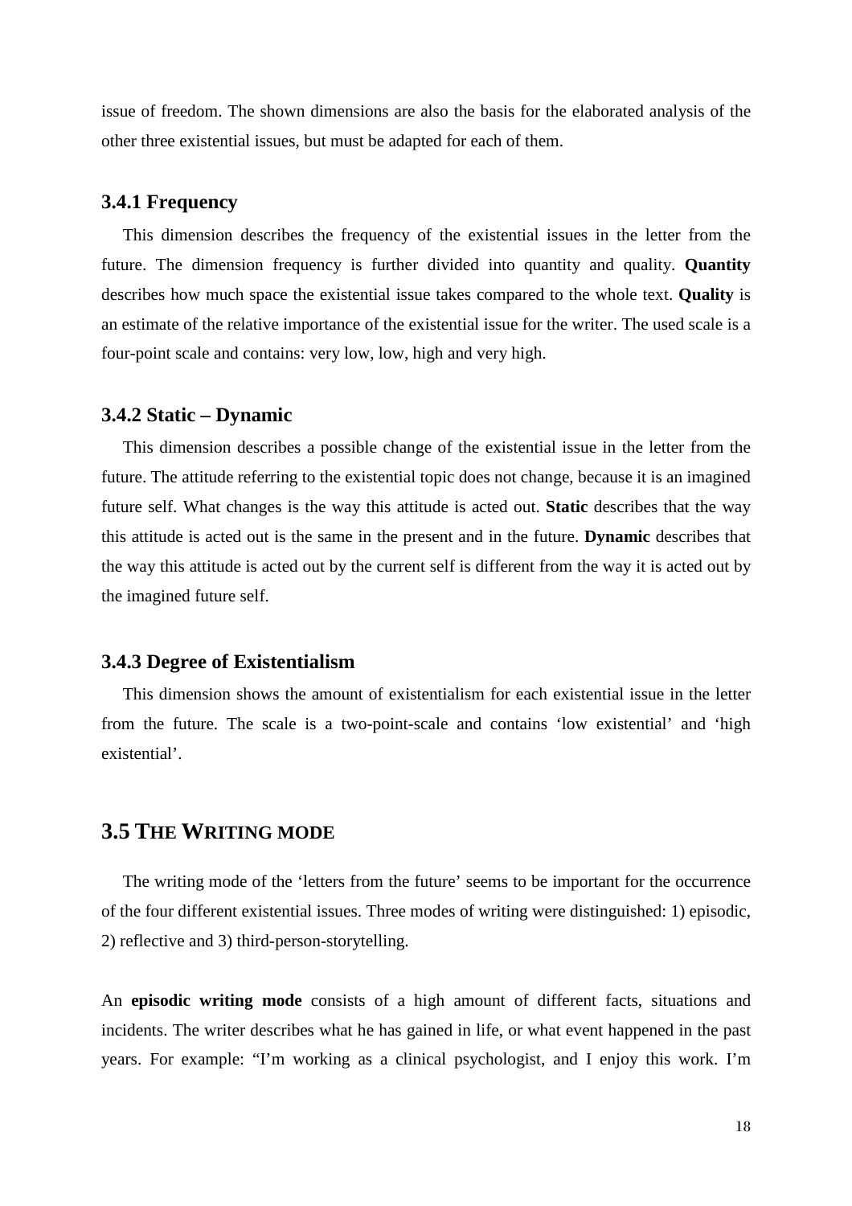issue of freedom. The shown dimensions are also the basis for the elaborated analysis of the other three existential issues, but must be adapted for each of them.

### 3.4.1 Frequency

This dimension describes the frequency of the existential issues in the letter from the future. The dimension frequency is further divided into quantity and quality. **Quantity** describes how much space the existential issue takes compared to the whole text. **Quality** is an estimate of the relative importance of the existential issue for the writer. The used scale is a four-point scale and contains: very low, low, high and very high.

### 3.4.2 Static – Dynamic

This dimension describes a possible change of the existential issue in the letter from the future. The attitude referring to the existential topic does not change, because it is an imagined future self. What changes is the way this attitude is acted out. **Static** describes that the way this attitude is acted out is the same in the present and in the future. **Dynamic** describes that the way this attitude is acted out by the current self is different from the way it is acted out by the imagined future self.

### 3.4.3 Degree of Existentialism

This dimension shows the amount of existentialism for each existential issue in the letter from the future. The scale is a two-point-scale and contains 'low existential' and 'high existential'.

## 3.5 The Writing mode

The writing mode of the 'letters from the future' seems to be important for the occurrence of the four different existential issues. Three modes of writing were distinguished: 1) episodic, 2) reflective and 3) third-person-storytelling.

An **episodic writing mode** consists of a high amount of different facts, situations and incidents. The writer describes what he has gained in life, or what event happened in the past years. For example: "I'm working as a clinical psychologist, and I enjoy this work. I'm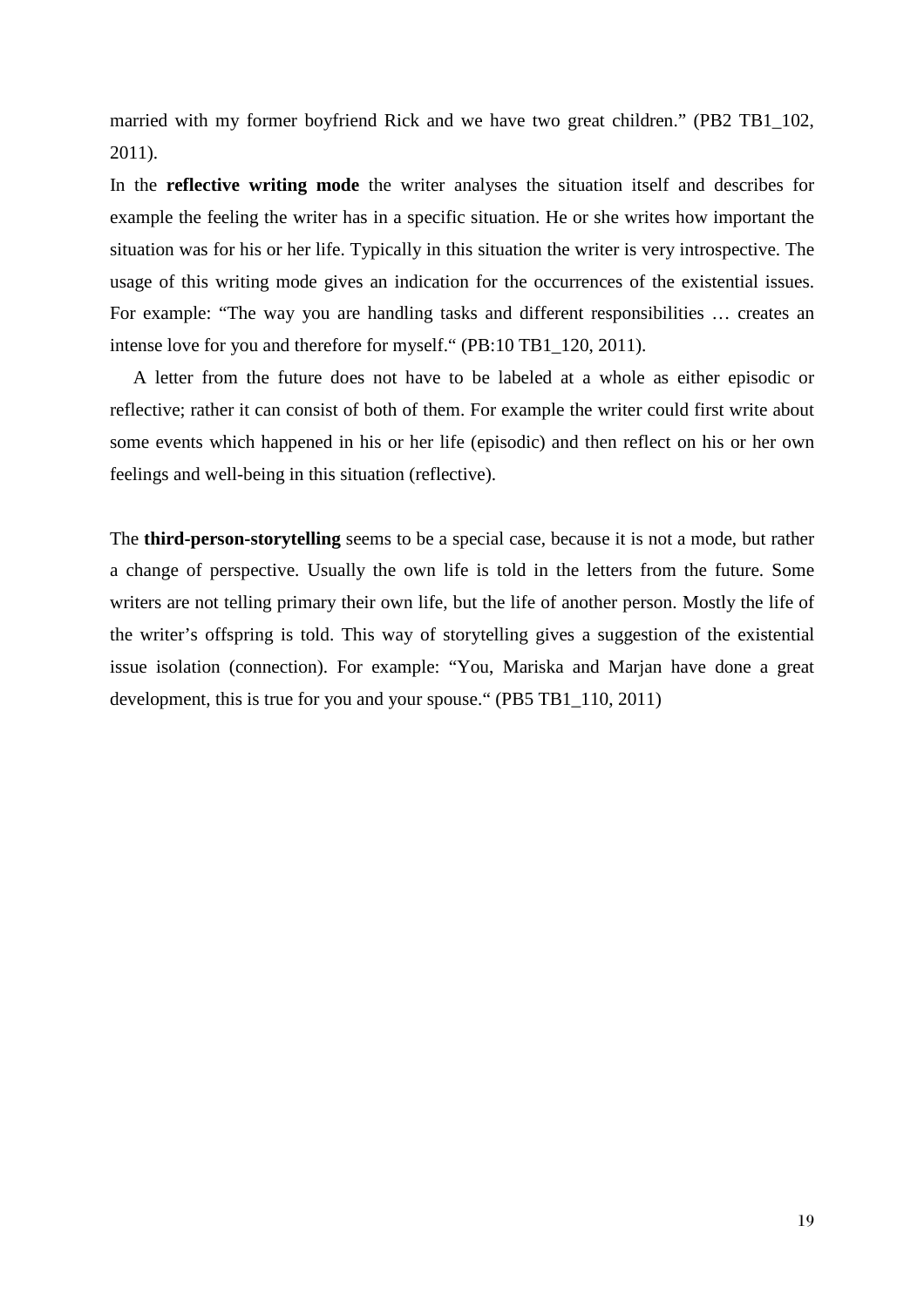married with my former boyfriend Rick and we have two great children.” (PB2 TB1_102, 2011).

In the **reflective writing mode** the writer analyses the situation itself and describes for example the feeling the writer has in a specific situation. He or she writes how important the situation was for his or her life. Typically in this situation the writer is very introspective. The usage of this writing mode gives an indication for the occurrences of the existential issues. For example: “The way you are handling tasks and different responsibilities … creates an intense love for you and therefore for myself.“ (PB:10 TB1_120, 2011).

A letter from the future does not have to be labeled at a whole as either episodic or reflective; rather it can consist of both of them. For example the writer could first write about some events which happened in his or her life (episodic) and then reflect on his or her own feelings and well-being in this situation (reflective).

The **third-person-storytelling** seems to be a special case, because it is not a mode, but rather a change of perspective. Usually the own life is told in the letters from the future. Some writers are not telling primary their own life, but the life of another person. Mostly the life of the writer’s offspring is told. This way of storytelling gives a suggestion of the existential issue isolation (connection). For example: “You, Mariska and Marjan have done a great development, this is true for you and your spouse.“ (PB5 TB1_110, 2011)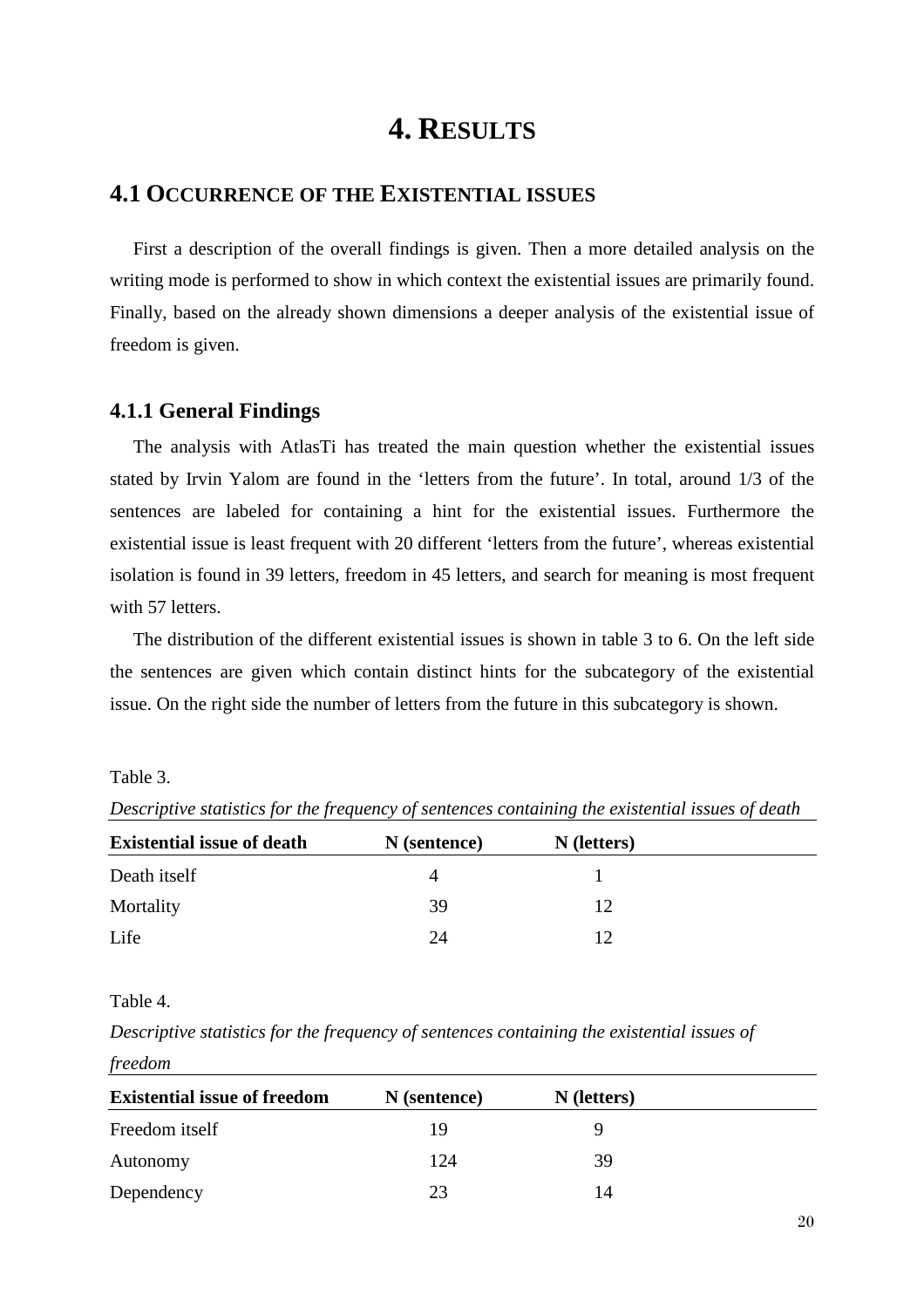# 4. RESULTS

## 4.1 OCCURRENCE OF THE EXISTENTIAL ISSUES

First a description of the overall findings is given. Then a more detailed analysis on the writing mode is performed to show in which context the existential issues are primarily found. Finally, based on the already shown dimensions a deeper analysis of the existential issue of freedom is given.

### 4.1.1 General Findings

The analysis with AtlasTi has treated the main question whether the existential issues stated by Irvin Yalom are found in the 'letters from the future'. In total, around 1/3 of the sentences are labeled for containing a hint for the existential issues. Furthermore the existential issue is least frequent with 20 different 'letters from the future', whereas existential isolation is found in 39 letters, freedom in 45 letters, and search for meaning is most frequent with 57 letters.

The distribution of the different existential issues is shown in table 3 to 6. On the left side the sentences are given which contain distinct hints for the subcategory of the existential issue. On the right side the number of letters from the future in this subcategory is shown.

Table 3.

*Descriptive statistics for the frequency of sentences containing the existential issues of death*

| **Existential issue of death** | **N (sentence)** | **N (letters)** |
|---|---|---|
| Death itself | 4 | 1 |
| Mortality | 39 | 12 |
| Life | 24 | 12 |

Table 4.

*Descriptive statistics for the frequency of sentences containing the existential issues of freedom*

| **Existential issue of freedom** | **N (sentence)** | **N (letters)** |
|---|---|---|
| Freedom itself | 19 | 9 |
| Autonomy | 124 | 39 |
| Dependency | 23 | 14 |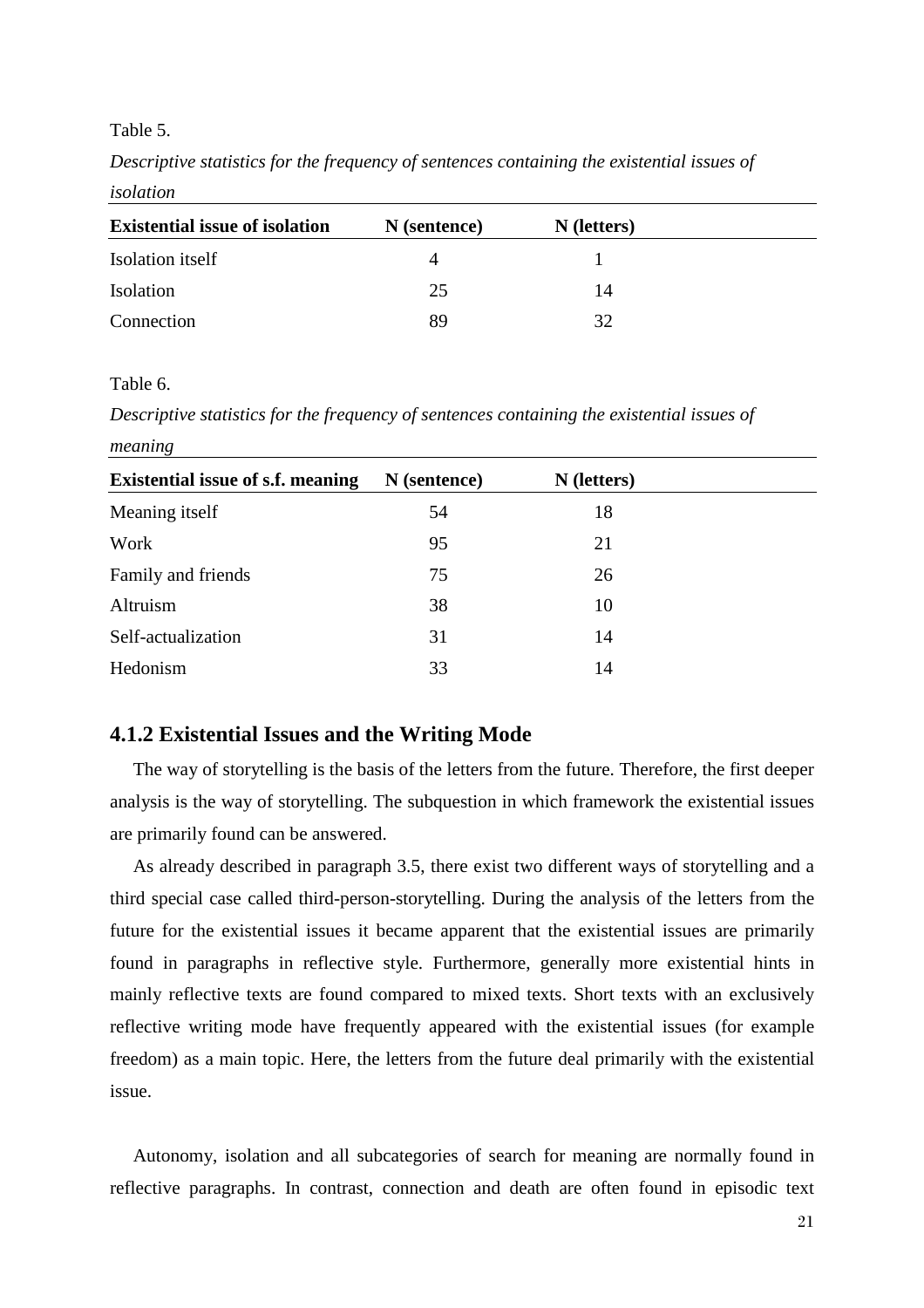Table 5.

*Descriptive statistics for the frequency of sentences containing the existential issues of isolation*

| Existential issue of isolation | N (sentence) | N (letters) |
|---|---|---|
| Isolation itself | 4 | 1 |
| Isolation | 25 | 14 |
| Connection | 89 | 32 |

Table 6.

*Descriptive statistics for the frequency of sentences containing the existential issues of meaning*

| Existential issue of s.f. meaning | N (sentence) | N (letters) |
|---|---|---|
| Meaning itself | 54 | 18 |
| Work | 95 | 21 |
| Family and friends | 75 | 26 |
| Altruism | 38 | 10 |
| Self-actualization | 31 | 14 |
| Hedonism | 33 | 14 |

### 4.1.2 Existential Issues and the Writing Mode

The way of storytelling is the basis of the letters from the future. Therefore, the first deeper analysis is the way of storytelling. The subquestion in which framework the existential issues are primarily found can be answered.

As already described in paragraph 3.5, there exist two different ways of storytelling and a third special case called third-person-storytelling. During the analysis of the letters from the future for the existential issues it became apparent that the existential issues are primarily found in paragraphs in reflective style. Furthermore, generally more existential hints in mainly reflective texts are found compared to mixed texts. Short texts with an exclusively reflective writing mode have frequently appeared with the existential issues (for example freedom) as a main topic. Here, the letters from the future deal primarily with the existential issue.

Autonomy, isolation and all subcategories of search for meaning are normally found in reflective paragraphs. In contrast, connection and death are often found in episodic text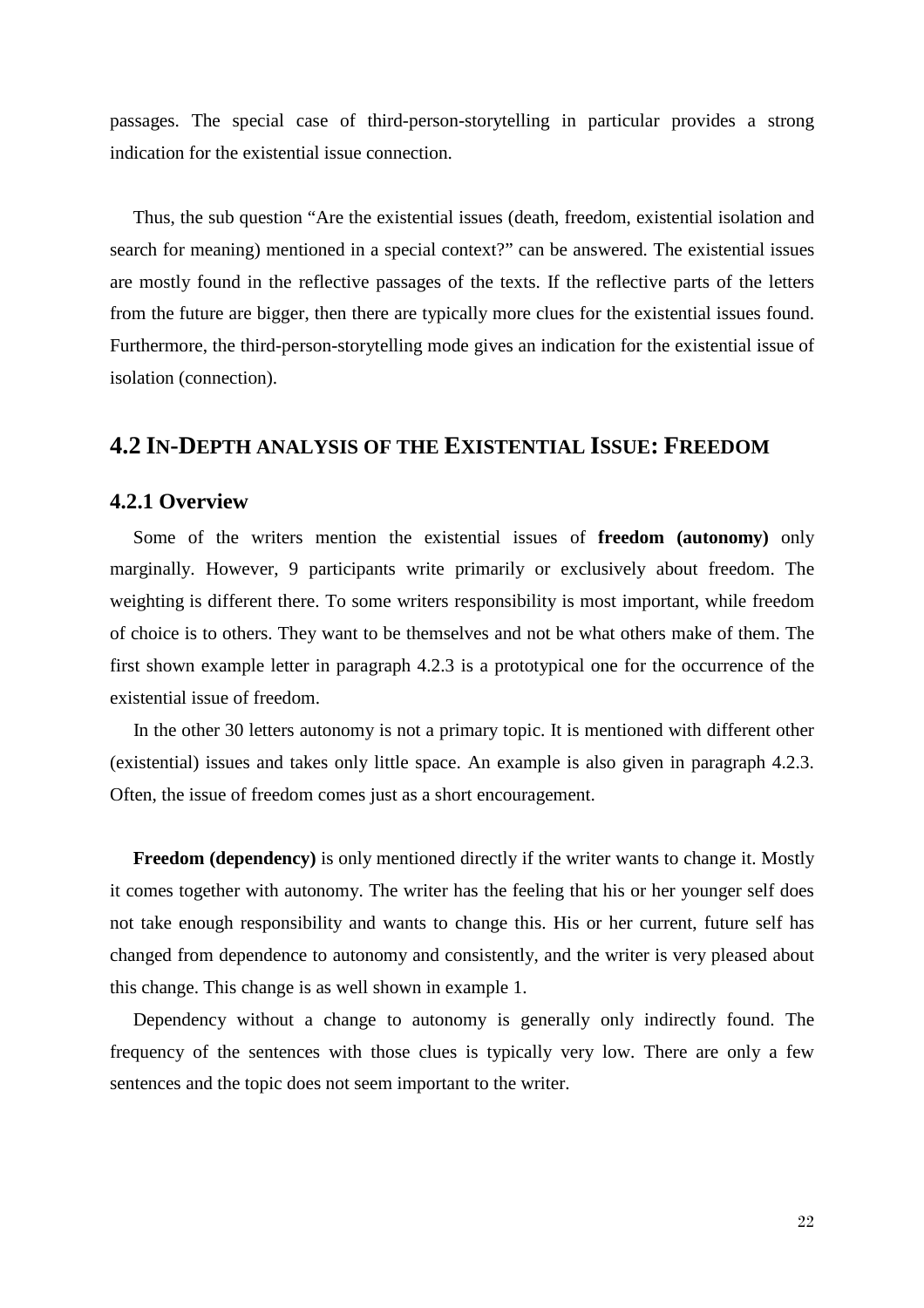passages. The special case of third-person-storytelling in particular provides a strong indication for the existential issue connection.

Thus, the sub question "Are the existential issues (death, freedom, existential isolation and search for meaning) mentioned in a special context?" can be answered. The existential issues are mostly found in the reflective passages of the texts. If the reflective parts of the letters from the future are bigger, then there are typically more clues for the existential issues found. Furthermore, the third-person-storytelling mode gives an indication for the existential issue of isolation (connection).

## 4.2 In-Depth analysis of the Existential Issue: Freedom

### 4.2.1 Overview

Some of the writers mention the existential issues of **freedom (autonomy)** only marginally. However, 9 participants write primarily or exclusively about freedom. The weighting is different there. To some writers responsibility is most important, while freedom of choice is to others. They want to be themselves and not be what others make of them. The first shown example letter in paragraph 4.2.3 is a prototypical one for the occurrence of the existential issue of freedom.

In the other 30 letters autonomy is not a primary topic. It is mentioned with different other (existential) issues and takes only little space. An example is also given in paragraph 4.2.3. Often, the issue of freedom comes just as a short encouragement.

**Freedom (dependency)** is only mentioned directly if the writer wants to change it. Mostly it comes together with autonomy. The writer has the feeling that his or her younger self does not take enough responsibility and wants to change this. His or her current, future self has changed from dependence to autonomy and consistently, and the writer is very pleased about this change. This change is as well shown in example 1.

Dependency without a change to autonomy is generally only indirectly found. The frequency of the sentences with those clues is typically very low. There are only a few sentences and the topic does not seem important to the writer.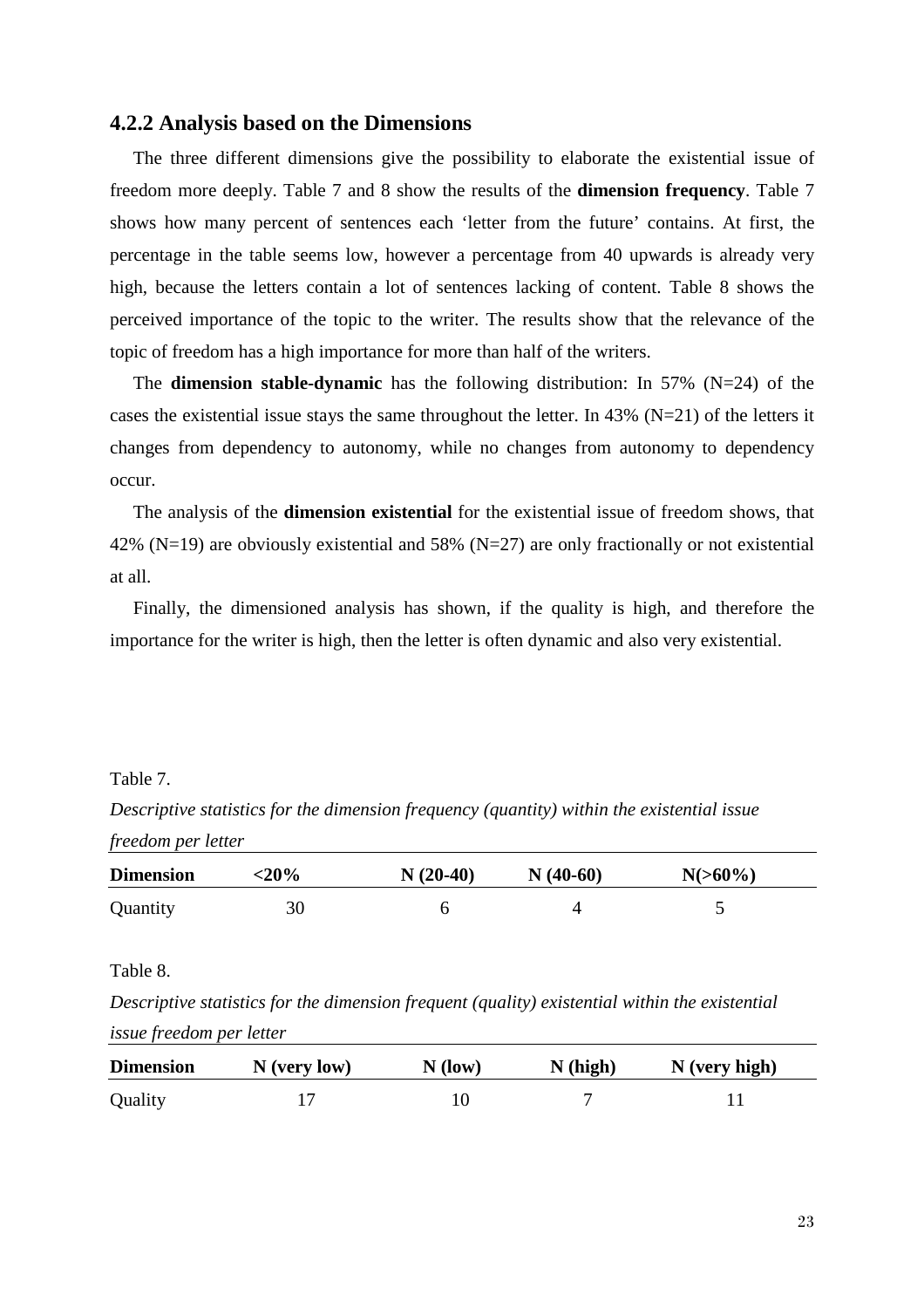### 4.2.2 Analysis based on the Dimensions

The three different dimensions give the possibility to elaborate the existential issue of freedom more deeply. Table 7 and 8 show the results of the **dimension frequency**. Table 7 shows how many percent of sentences each 'letter from the future' contains. At first, the percentage in the table seems low, however a percentage from 40 upwards is already very high, because the letters contain a lot of sentences lacking of content. Table 8 shows the perceived importance of the topic to the writer. The results show that the relevance of the topic of freedom has a high importance for more than half of the writers.

The **dimension stable-dynamic** has the following distribution: In 57% (N=24) of the cases the existential issue stays the same throughout the letter. In 43% (N=21) of the letters it changes from dependency to autonomy, while no changes from autonomy to dependency occur.

The analysis of the **dimension existential** for the existential issue of freedom shows, that 42% (N=19) are obviously existential and 58% (N=27) are only fractionally or not existential at all.

Finally, the dimensioned analysis has shown, if the quality is high, and therefore the importance for the writer is high, then the letter is often dynamic and also very existential.

Table 7.

*Descriptive statistics for the dimension frequency (quantity) within the existential issue freedom per letter*

| **Dimension** | **<20%** | **N (20-40)** | **N (40-60)** | **N(>60%)** |
|---|---|---|---|---|
| Quantity | 30 | 6 | 4 | 5 |

Table 8.

*Descriptive statistics for the dimension frequent (quality) existential within the existential issue freedom per letter*

| **Dimension** | **N (very low)** | **N (low)** | **N (high)** | **N (very high)** |
|---|---|---|---|---|
| Quality | 17 | 10 | 7 | 11 |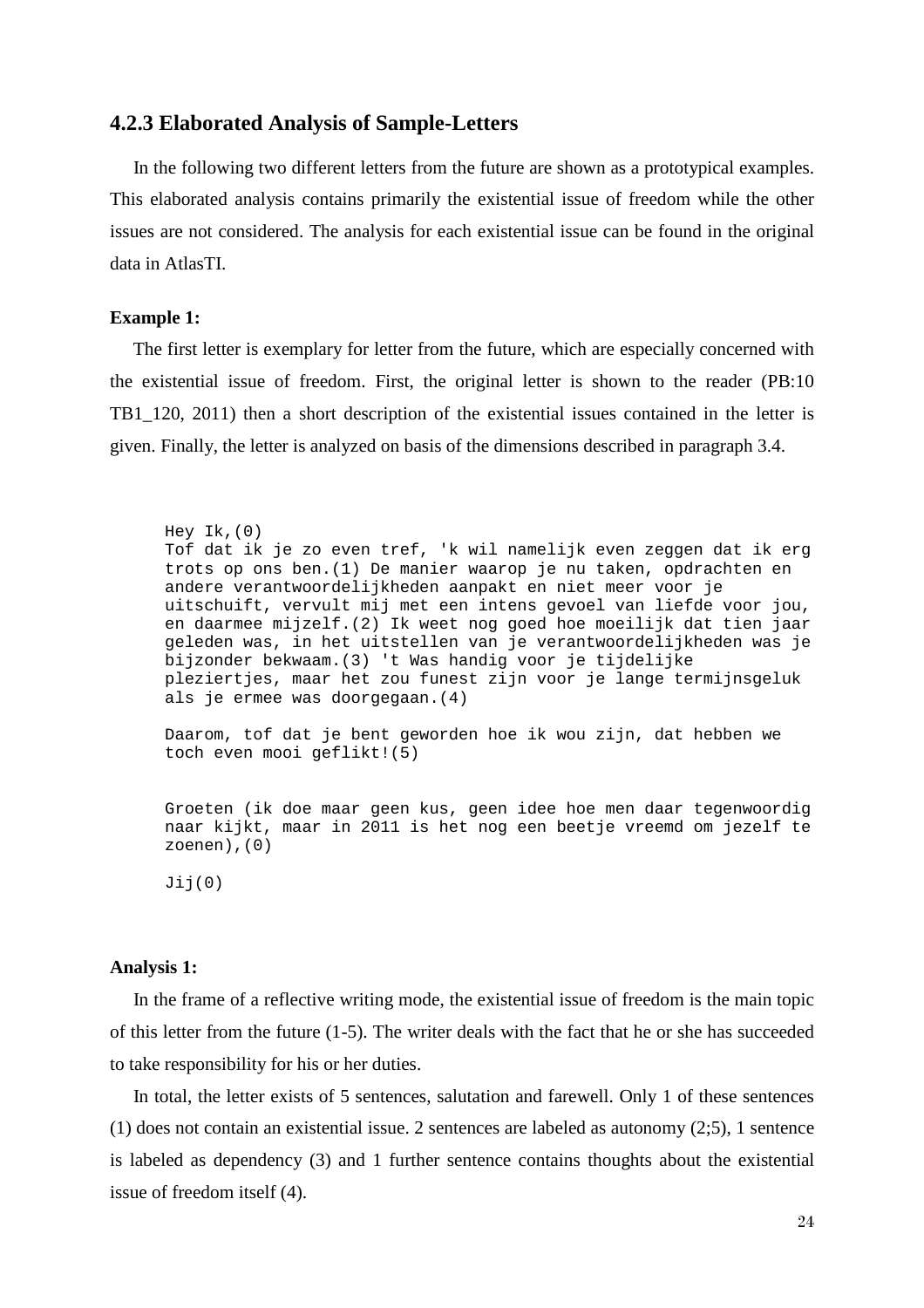### 4.2.3 Elaborated Analysis of Sample-Letters

In the following two different letters from the future are shown as a prototypical examples. This elaborated analysis contains primarily the existential issue of freedom while the other issues are not considered. The analysis for each existential issue can be found in the original data in AtlasTI.

**Example 1:**

The first letter is exemplary for letter from the future, which are especially concerned with the existential issue of freedom. First, the original letter is shown to the reader (PB:10 TB1_120, 2011) then a short description of the existential issues contained in the letter is given. Finally, the letter is analyzed on basis of the dimensions described in paragraph 3.4.

```
Hey Ik,(0)
Tof dat ik je zo even tref, 'k wil namelijk even zeggen dat ik erg
trots op ons ben.(1) De manier waarop je nu taken, opdrachten en
andere verantwoordelijkheden aanpakt en niet meer voor je
uitschuift, vervult mij met een intens gevoel van liefde voor jou,
en daarmee mijzelf.(2) Ik weet nog goed hoe moeilijk dat tien jaar
geleden was, in het uitstellen van je verantwoordelijkheden was je
bijzonder bekwaam.(3) 't Was handig voor je tijdelijke
pleziertjes, maar het zou funest zijn voor je lange termijnsgeluk
als je ermee was doorgegaan.(4)

Daarom, tof dat je bent geworden hoe ik wou zijn, dat hebben we
toch even mooi geflikt!(5)


Groeten (ik doe maar geen kus, geen idee hoe men daar tegenwoordig
naar kijkt, maar in 2011 is het nog een beetje vreemd om jezelf te
zoenen),(0)

Jij(0)
```

**Analysis 1:**

In the frame of a reflective writing mode, the existential issue of freedom is the main topic of this letter from the future (1-5). The writer deals with the fact that he or she has succeeded to take responsibility for his or her duties.

In total, the letter exists of 5 sentences, salutation and farewell. Only 1 of these sentences (1) does not contain an existential issue. 2 sentences are labeled as autonomy (2;5), 1 sentence is labeled as dependency (3) and 1 further sentence contains thoughts about the existential issue of freedom itself (4).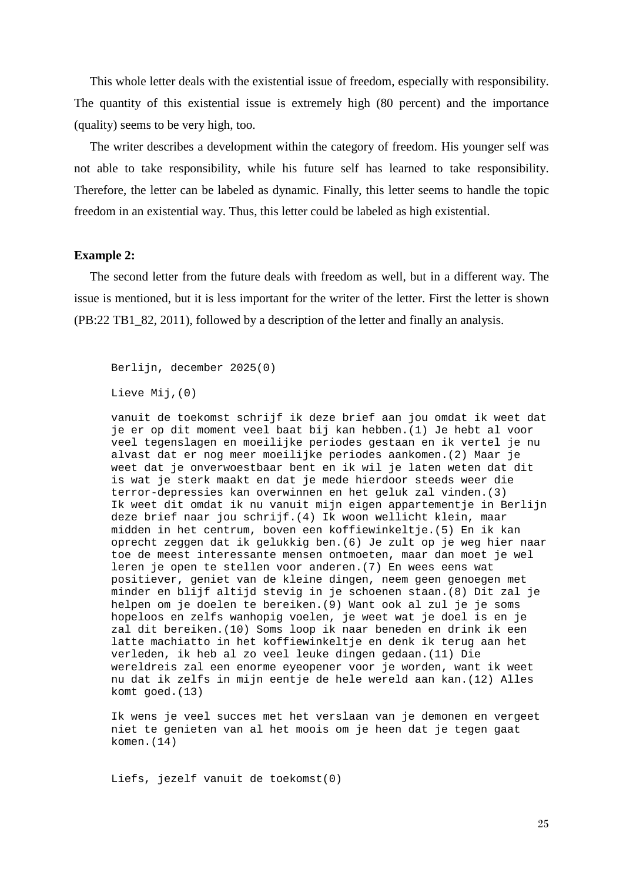This whole letter deals with the existential issue of freedom, especially with responsibility. The quantity of this existential issue is extremely high (80 percent) and the importance (quality) seems to be very high, too.

The writer describes a development within the category of freedom. His younger self was not able to take responsibility, while his future self has learned to take responsibility. Therefore, the letter can be labeled as dynamic. Finally, this letter seems to handle the topic freedom in an existential way. Thus, this letter could be labeled as high existential.

**Example 2:**

The second letter from the future deals with freedom as well, but in a different way. The issue is mentioned, but it is less important for the writer of the letter. First the letter is shown (PB:22 TB1_82, 2011), followed by a description of the letter and finally an analysis.

```
Berlijn, december 2025(0)

Lieve Mij,(0)

vanuit de toekomst schrijf ik deze brief aan jou omdat ik weet dat
je er op dit moment veel baat bij kan hebben.(1) Je hebt al voor
veel tegenslagen en moeilijke periodes gestaan en ik vertel je nu
alvast dat er nog meer moeilijke periodes aankomen.(2) Maar je
weet dat je onverwoestbaar bent en ik wil je laten weten dat dit
is wat je sterk maakt en dat je mede hierdoor steeds weer die
terror-depressies kan overwinnen en het geluk zal vinden.(3)
Ik weet dit omdat ik nu vanuit mijn eigen appartementje in Berlijn
deze brief naar jou schrijf.(4) Ik woon wellicht klein, maar
midden in het centrum, boven een koffiewinkeltje.(5) En ik kan
oprecht zeggen dat ik gelukkig ben.(6) Je zult op je weg hier naar
toe de meest interessante mensen ontmoeten, maar dan moet je wel
leren je open te stellen voor anderen.(7) En wees eens wat
positiever, geniet van de kleine dingen, neem geen genoegen met
minder en blijf altijd stevig in je schoenen staan.(8) Dit zal je
helpen om je doelen te bereiken.(9) Want ook al zul je je soms
hopeloos en zelfs wanhopig voelen, je weet wat je doel is en je
zal dit bereiken.(10) Soms loop ik naar beneden en drink ik een
latte machiatto in het koffiewinkeltje en denk ik terug aan het
verleden, ik heb al zo veel leuke dingen gedaan.(11) Die
wereldreis zal een enorme eyeopener voor je worden, want ik weet
nu dat ik zelfs in mijn eentje de hele wereld aan kan.(12) Alles
komt goed.(13)

Ik wens je veel succes met het verslaan van je demonen en vergeet
niet te genieten van al het moois om je heen dat je tegen gaat
komen.(14)


Liefs, jezelf vanuit de toekomst(0)
```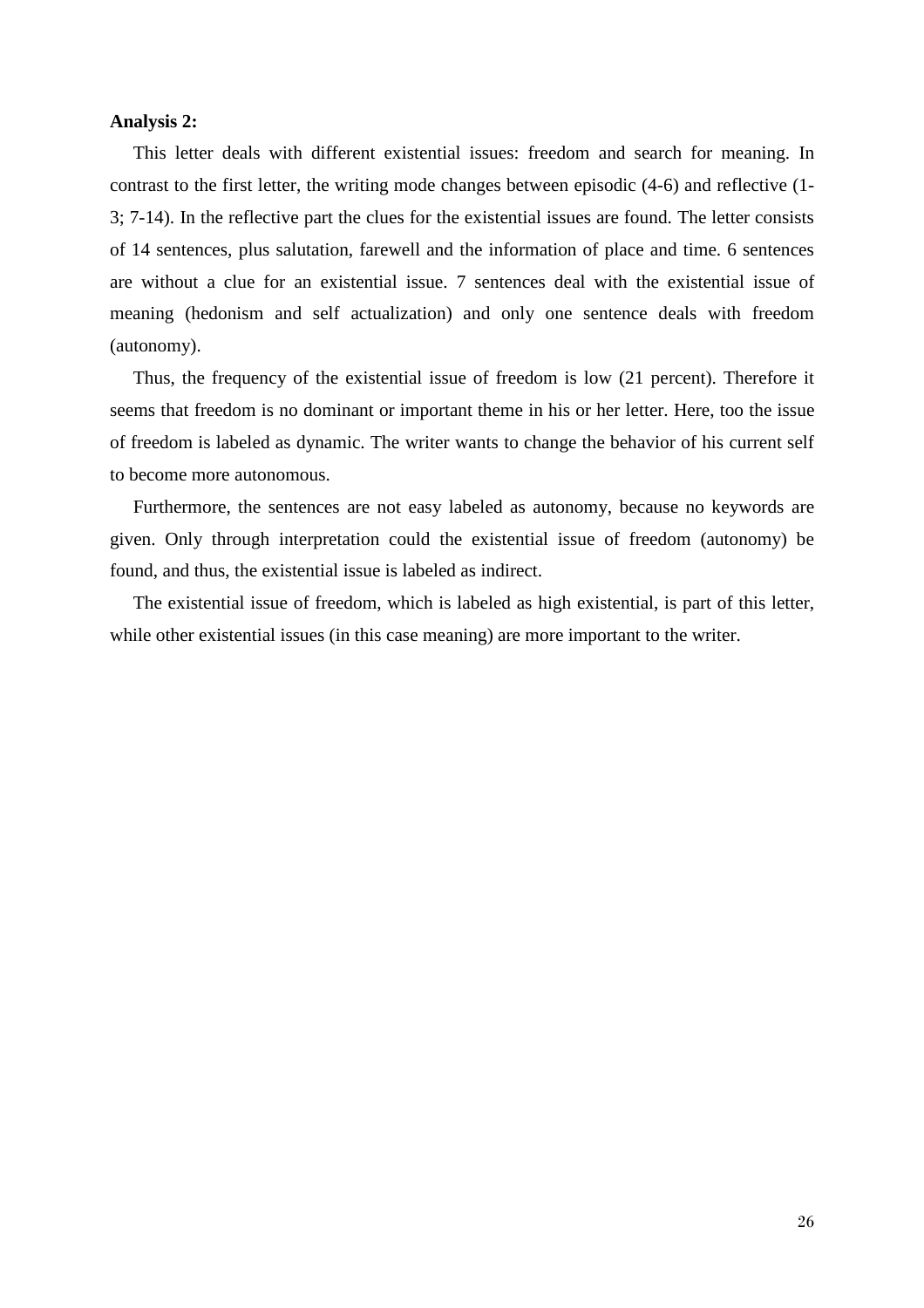**Analysis 2:**

This letter deals with different existential issues: freedom and search for meaning. In contrast to the first letter, the writing mode changes between episodic (4-6) and reflective (1-3; 7-14). In the reflective part the clues for the existential issues are found. The letter consists of 14 sentences, plus salutation, farewell and the information of place and time. 6 sentences are without a clue for an existential issue. 7 sentences deal with the existential issue of meaning (hedonism and self actualization) and only one sentence deals with freedom (autonomy).

Thus, the frequency of the existential issue of freedom is low (21 percent). Therefore it seems that freedom is no dominant or important theme in his or her letter. Here, too the issue of freedom is labeled as dynamic. The writer wants to change the behavior of his current self to become more autonomous.

Furthermore, the sentences are not easy labeled as autonomy, because no keywords are given. Only through interpretation could the existential issue of freedom (autonomy) be found, and thus, the existential issue is labeled as indirect.

The existential issue of freedom, which is labeled as high existential, is part of this letter, while other existential issues (in this case meaning) are more important to the writer.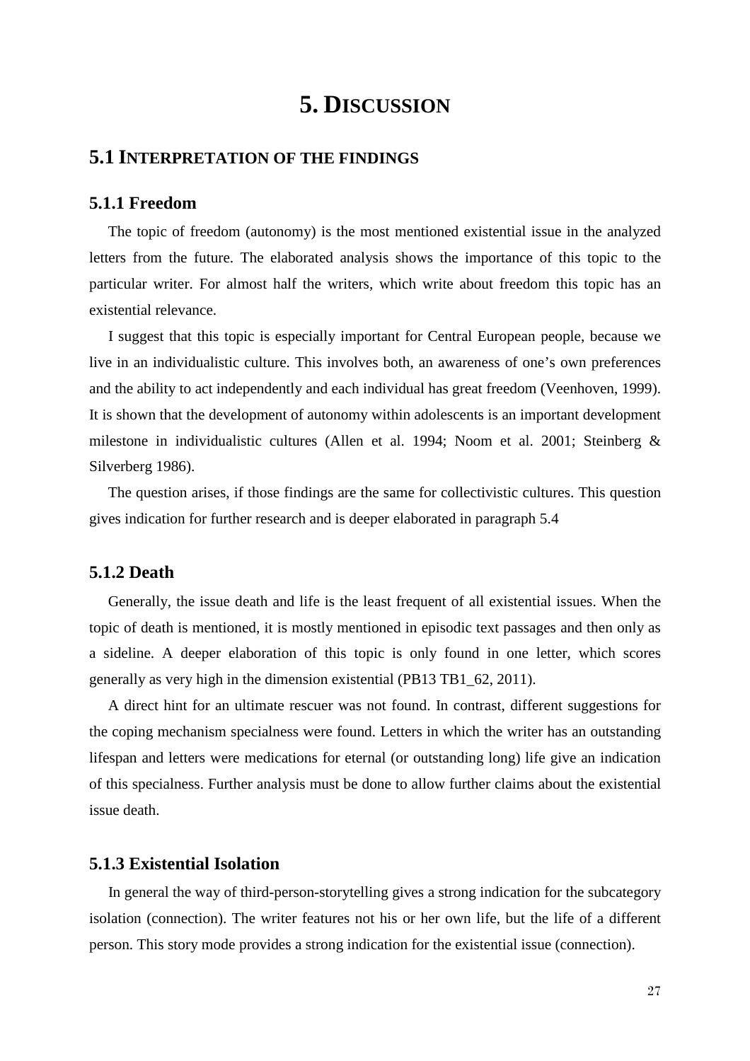# 5. Discussion

## 5.1 Interpretation of the findings

### 5.1.1 Freedom

The topic of freedom (autonomy) is the most mentioned existential issue in the analyzed letters from the future. The elaborated analysis shows the importance of this topic to the particular writer. For almost half the writers, which write about freedom this topic has an existential relevance.

I suggest that this topic is especially important for Central European people, because we live in an individualistic culture. This involves both, an awareness of one's own preferences and the ability to act independently and each individual has great freedom (Veenhoven, 1999). It is shown that the development of autonomy within adolescents is an important development milestone in individualistic cultures (Allen et al. 1994; Noom et al. 2001; Steinberg & Silverberg 1986).

The question arises, if those findings are the same for collectivistic cultures. This question gives indication for further research and is deeper elaborated in paragraph 5.4

### 5.1.2 Death

Generally, the issue death and life is the least frequent of all existential issues. When the topic of death is mentioned, it is mostly mentioned in episodic text passages and then only as a sideline. A deeper elaboration of this topic is only found in one letter, which scores generally as very high in the dimension existential (PB13 TB1_62, 2011).

A direct hint for an ultimate rescuer was not found. In contrast, different suggestions for the coping mechanism specialness were found. Letters in which the writer has an outstanding lifespan and letters were medications for eternal (or outstanding long) life give an indication of this specialness. Further analysis must be done to allow further claims about the existential issue death.

### 5.1.3 Existential Isolation

In general the way of third-person-storytelling gives a strong indication for the subcategory isolation (connection). The writer features not his or her own life, but the life of a different person. This story mode provides a strong indication for the existential issue (connection).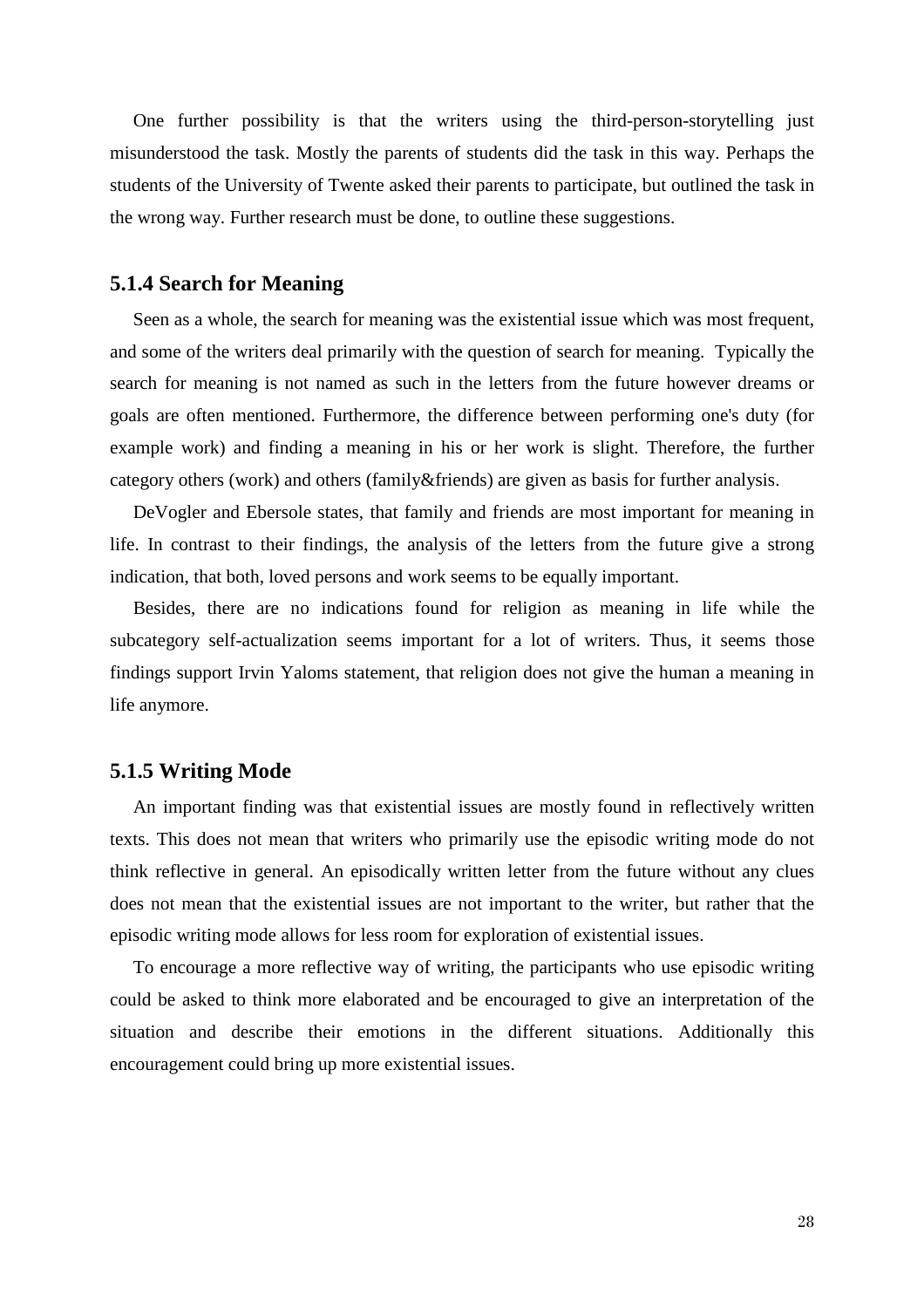One further possibility is that the writers using the third-person-storytelling just misunderstood the task. Mostly the parents of students did the task in this way. Perhaps the students of the University of Twente asked their parents to participate, but outlined the task in the wrong way. Further research must be done, to outline these suggestions.

### 5.1.4 Search for Meaning

Seen as a whole, the search for meaning was the existential issue which was most frequent, and some of the writers deal primarily with the question of search for meaning. Typically the search for meaning is not named as such in the letters from the future however dreams or goals are often mentioned. Furthermore, the difference between performing one's duty (for example work) and finding a meaning in his or her work is slight. Therefore, the further category others (work) and others (family&friends) are given as basis for further analysis.

DeVogler and Ebersole states, that family and friends are most important for meaning in life. In contrast to their findings, the analysis of the letters from the future give a strong indication, that both, loved persons and work seems to be equally important.

Besides, there are no indications found for religion as meaning in life while the subcategory self-actualization seems important for a lot of writers. Thus, it seems those findings support Irvin Yaloms statement, that religion does not give the human a meaning in life anymore.

### 5.1.5 Writing Mode

An important finding was that existential issues are mostly found in reflectively written texts. This does not mean that writers who primarily use the episodic writing mode do not think reflective in general. An episodically written letter from the future without any clues does not mean that the existential issues are not important to the writer, but rather that the episodic writing mode allows for less room for exploration of existential issues.

To encourage a more reflective way of writing, the participants who use episodic writing could be asked to think more elaborated and be encouraged to give an interpretation of the situation and describe their emotions in the different situations. Additionally this encouragement could bring up more existential issues.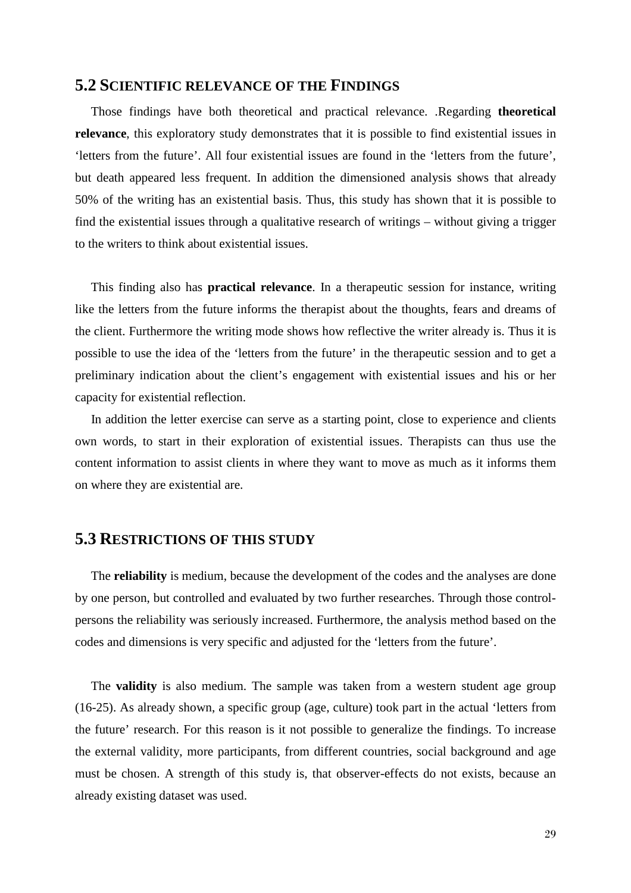## 5.2 Scientific relevance of the Findings

Those findings have both theoretical and practical relevance. .Regarding **theoretical relevance**, this exploratory study demonstrates that it is possible to find existential issues in 'letters from the future'. All four existential issues are found in the 'letters from the future', but death appeared less frequent. In addition the dimensioned analysis shows that already 50% of the writing has an existential basis. Thus, this study has shown that it is possible to find the existential issues through a qualitative research of writings – without giving a trigger to the writers to think about existential issues.

This finding also has **practical relevance**. In a therapeutic session for instance, writing like the letters from the future informs the therapist about the thoughts, fears and dreams of the client. Furthermore the writing mode shows how reflective the writer already is. Thus it is possible to use the idea of the 'letters from the future' in the therapeutic session and to get a preliminary indication about the client's engagement with existential issues and his or her capacity for existential reflection.

In addition the letter exercise can serve as a starting point, close to experience and clients own words, to start in their exploration of existential issues. Therapists can thus use the content information to assist clients in where they want to move as much as it informs them on where they are existential are.

## 5.3 Restrictions of this study

The **reliability** is medium, because the development of the codes and the analyses are done by one person, but controlled and evaluated by two further researches. Through those control-persons the reliability was seriously increased. Furthermore, the analysis method based on the codes and dimensions is very specific and adjusted for the 'letters from the future'.

The **validity** is also medium. The sample was taken from a western student age group (16-25). As already shown, a specific group (age, culture) took part in the actual 'letters from the future' research. For this reason is it not possible to generalize the findings. To increase the external validity, more participants, from different countries, social background and age must be chosen. A strength of this study is, that observer-effects do not exists, because an already existing dataset was used.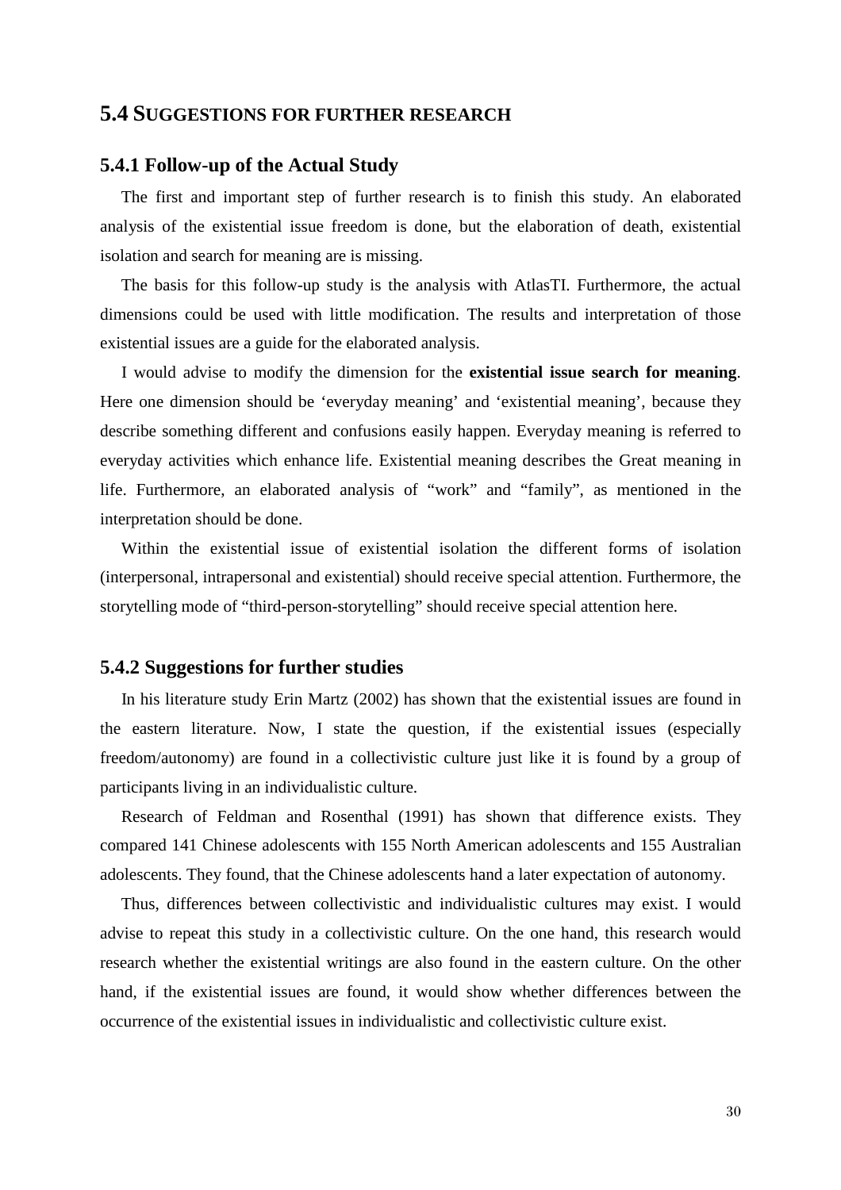## 5.4 SUGGESTIONS FOR FURTHER RESEARCH

### 5.4.1 Follow-up of the Actual Study

The first and important step of further research is to finish this study. An elaborated analysis of the existential issue freedom is done, but the elaboration of death, existential isolation and search for meaning are is missing.

The basis for this follow-up study is the analysis with AtlasTI. Furthermore, the actual dimensions could be used with little modification. The results and interpretation of those existential issues are a guide for the elaborated analysis.

I would advise to modify the dimension for the **existential issue search for meaning**. Here one dimension should be 'everyday meaning' and 'existential meaning', because they describe something different and confusions easily happen. Everyday meaning is referred to everyday activities which enhance life. Existential meaning describes the Great meaning in life. Furthermore, an elaborated analysis of "work" and "family", as mentioned in the interpretation should be done.

Within the existential issue of existential isolation the different forms of isolation (interpersonal, intrapersonal and existential) should receive special attention. Furthermore, the storytelling mode of "third-person-storytelling" should receive special attention here.

### 5.4.2 Suggestions for further studies

In his literature study Erin Martz (2002) has shown that the existential issues are found in the eastern literature. Now, I state the question, if the existential issues (especially freedom/autonomy) are found in a collectivistic culture just like it is found by a group of participants living in an individualistic culture.

Research of Feldman and Rosenthal (1991) has shown that difference exists. They compared 141 Chinese adolescents with 155 North American adolescents and 155 Australian adolescents. They found, that the Chinese adolescents hand a later expectation of autonomy.

Thus, differences between collectivistic and individualistic cultures may exist. I would advise to repeat this study in a collectivistic culture. On the one hand, this research would research whether the existential writings are also found in the eastern culture. On the other hand, if the existential issues are found, it would show whether differences between the occurrence of the existential issues in individualistic and collectivistic culture exist.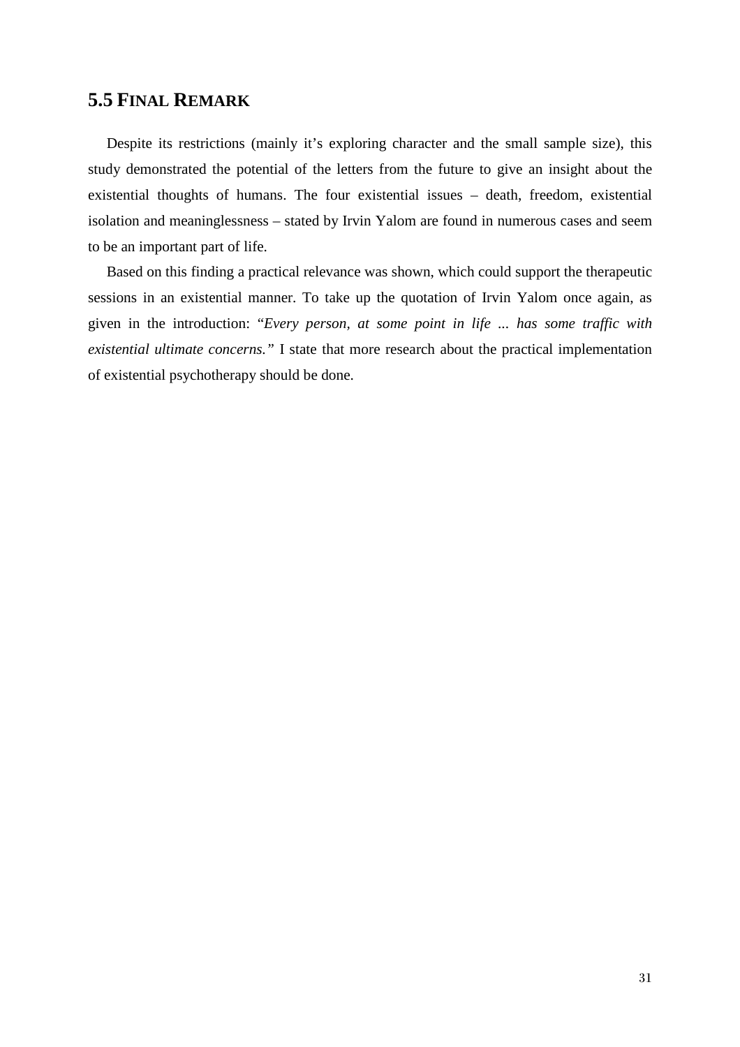## 5.5 Final Remark

Despite its restrictions (mainly it's exploring character and the small sample size), this study demonstrated the potential of the letters from the future to give an insight about the existential thoughts of humans. The four existential issues – death, freedom, existential isolation and meaninglessness – stated by Irvin Yalom are found in numerous cases and seem to be an important part of life.

Based on this finding a practical relevance was shown, which could support the therapeutic sessions in an existential manner. To take up the quotation of Irvin Yalom once again, as given in the introduction: "*Every person, at some point in life ... has some traffic with existential ultimate concerns.*" I state that more research about the practical implementation of existential psychotherapy should be done.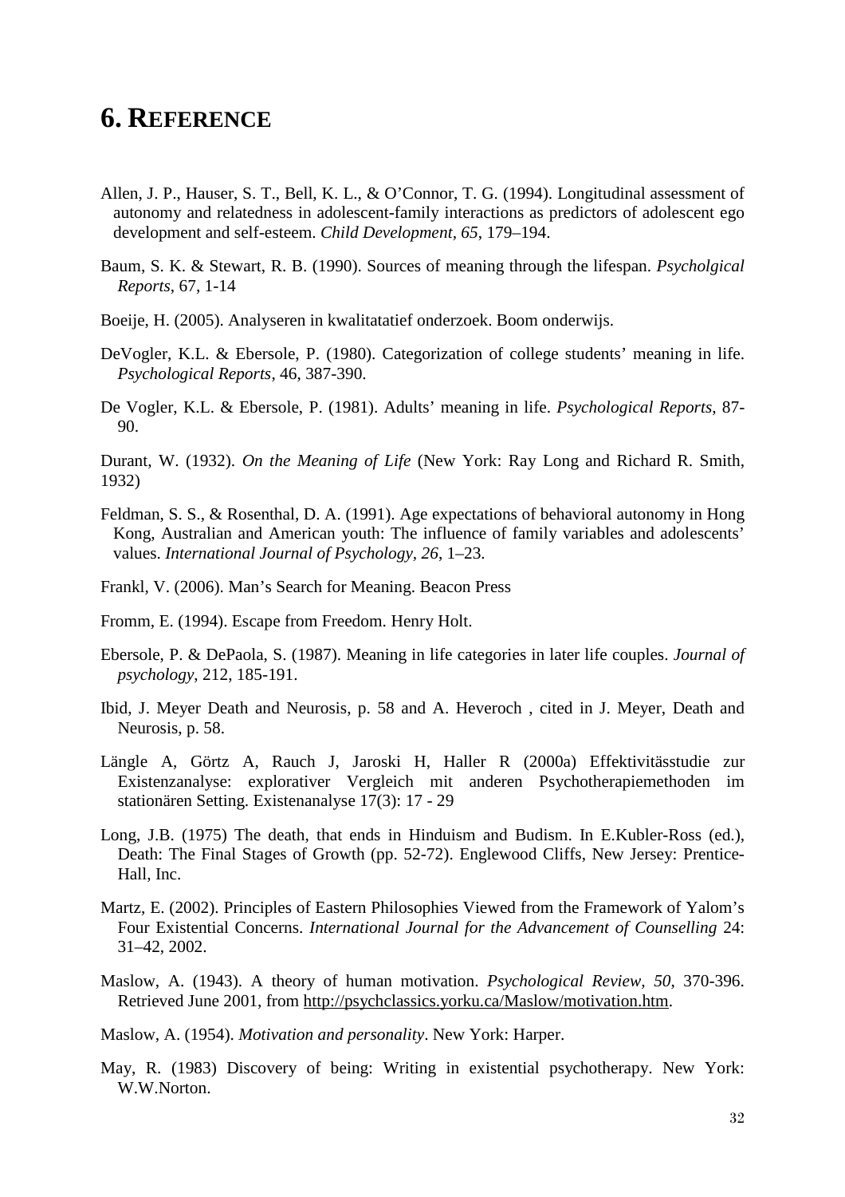# 6. Reference

Allen, J. P., Hauser, S. T., Bell, K. L., & O'Connor, T. G. (1994). Longitudinal assessment of autonomy and relatedness in adolescent-family interactions as predictors of adolescent ego development and self-esteem. *Child Development*, *65*, 179–194.

Baum, S. K. & Stewart, R. B. (1990). Sources of meaning through the lifespan. *Psycholgical Reports*, 67, 1-14

Boeije, H. (2005). Analyseren in kwalitatatief onderzoek. Boom onderwijs.

DeVogler, K.L. & Ebersole, P. (1980). Categorization of college students' meaning in life. *Psychological Reports*, 46, 387-390.

De Vogler, K.L. & Ebersole, P. (1981). Adults' meaning in life. *Psychological Reports*, 87-90.

Durant, W. (1932). *On the Meaning of Life* (New York: Ray Long and Richard R. Smith, 1932)

Feldman, S. S., & Rosenthal, D. A. (1991). Age expectations of behavioral autonomy in Hong Kong, Australian and American youth: The influence of family variables and adolescents' values. *International Journal of Psychology*, *26*, 1–23.

Frankl, V. (2006). Man's Search for Meaning. Beacon Press

Fromm, E. (1994). Escape from Freedom. Henry Holt.

Ebersole, P. & DePaola, S. (1987). Meaning in life categories in later life couples. *Journal of psychology*, 212, 185-191.

Ibid, J. Meyer Death and Neurosis, p. 58 and A. Heveroch , cited in J. Meyer, Death and Neurosis, p. 58.

Längle A, Görtz A, Rauch J, Jaroski H, Haller R (2000a) Effektivitässtudie zur Existenzanalyse: explorativer Vergleich mit anderen Psychotherapiemethoden im stationären Setting. Existenanalyse 17(3): 17 - 29

Long, J.B. (1975) The death, that ends in Hinduism and Budism. In E.Kubler-Ross (ed.), Death: The Final Stages of Growth (pp. 52-72). Englewood Cliffs, New Jersey: Prentice-Hall, Inc.

Martz, E. (2002). Principles of Eastern Philosophies Viewed from the Framework of Yalom's Four Existential Concerns. *International Journal for the Advancement of Counselling* 24: 31–42, 2002.

Maslow, A. (1943). A theory of human motivation. *Psychological Review*, *50*, 370-396. Retrieved June 2001, from http://psychclassics.yorku.ca/Maslow/motivation.htm.

Maslow, A. (1954). *Motivation and personality*. New York: Harper.

May, R. (1983) Discovery of being: Writing in existential psychotherapy. New York: W.W.Norton.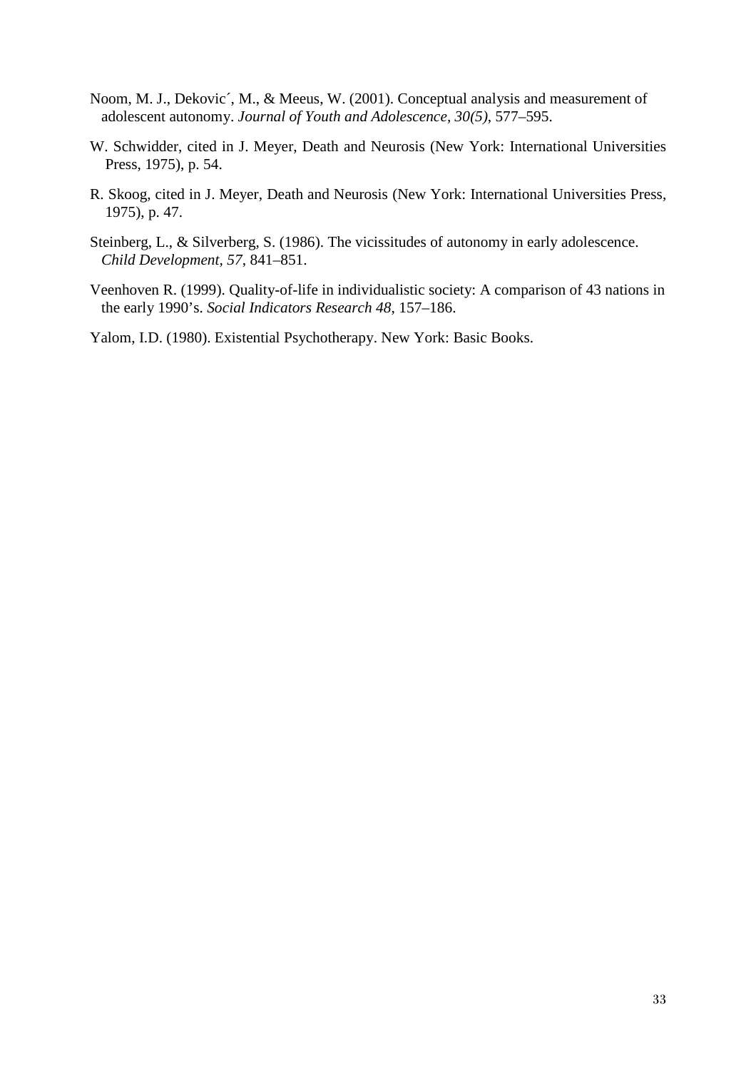Noom, M. J., Dekovic´, M., & Meeus, W. (2001). Conceptual analysis and measurement of adolescent autonomy. *Journal of Youth and Adolescence, 30(5)*, 577–595.

W. Schwidder, cited in J. Meyer, Death and Neurosis (New York: International Universities Press, 1975), p. 54.

R. Skoog, cited in J. Meyer, Death and Neurosis (New York: International Universities Press, 1975), p. 47.

Steinberg, L., & Silverberg, S. (1986). The vicissitudes of autonomy in early adolescence. *Child Development, 57*, 841–851.

Veenhoven R. (1999). Quality-of-life in individualistic society: A comparison of 43 nations in the early 1990's. *Social Indicators Research 48*, 157–186.

Yalom, I.D. (1980). Existential Psychotherapy. New York: Basic Books.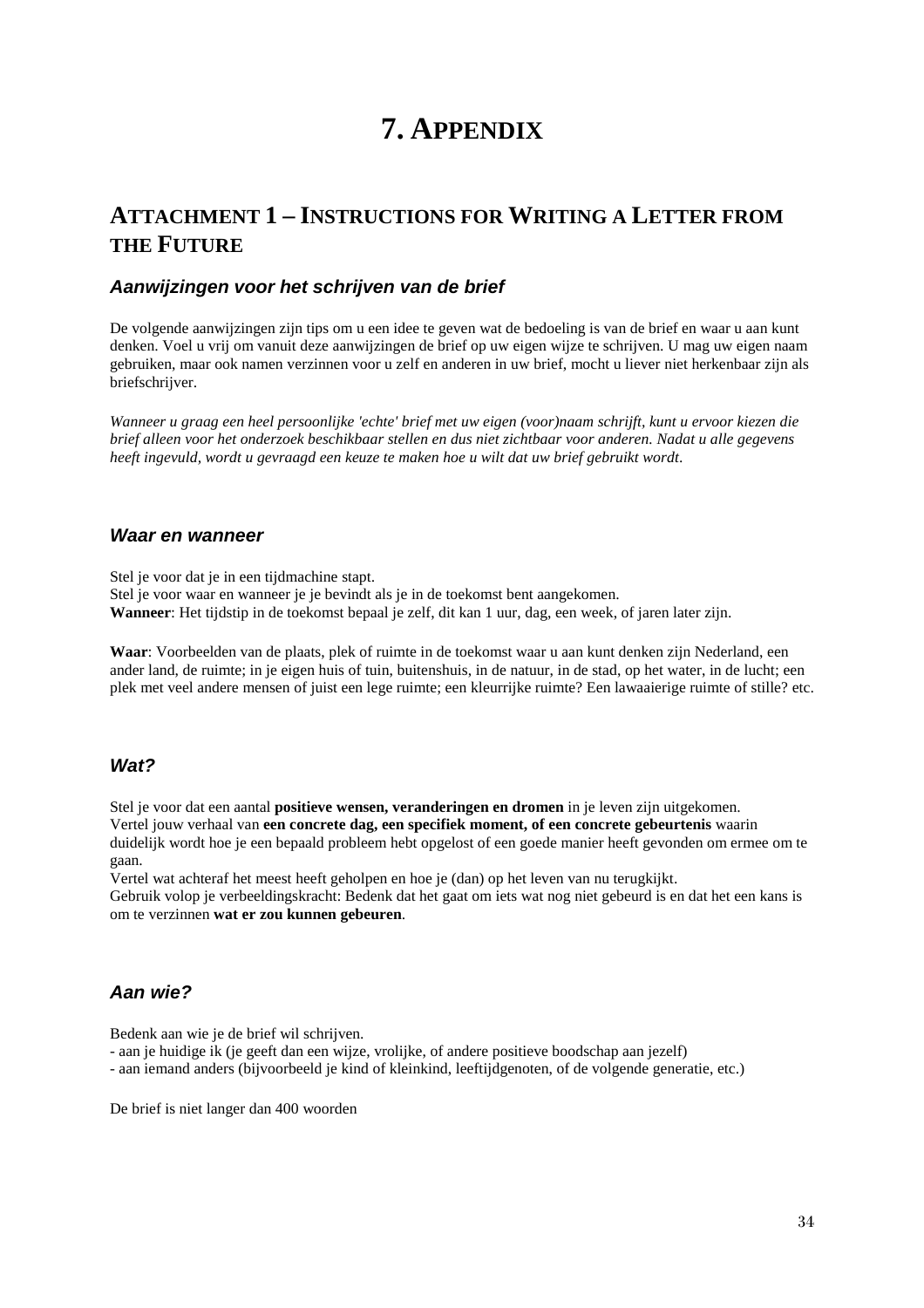# 7. Appendix

## Attachment 1 – Instructions for Writing a Letter from the Future

### *Aanwijzingen voor het schrijven van de brief*

De volgende aanwijzingen zijn tips om u een idee te geven wat de bedoeling is van de brief en waar u aan kunt denken. Voel u vrij om vanuit deze aanwijzingen de brief op uw eigen wijze te schrijven. U mag uw eigen naam gebruiken, maar ook namen verzinnen voor u zelf en anderen in uw brief, mocht u liever niet herkenbaar zijn als briefschrijver.

*Wanneer u graag een heel persoonlijke 'echte' brief met uw eigen (voor)naam schrijft, kunt u ervoor kiezen die brief alleen voor het onderzoek beschikbaar stellen en dus niet zichtbaar voor anderen. Nadat u alle gegevens heeft ingevuld, wordt u gevraagd een keuze te maken hoe u wilt dat uw brief gebruikt wordt.*

### *Waar en wanneer*

Stel je voor dat je in een tijdmachine stapt.
Stel je voor waar en wanneer je je bevindt als je in de toekomst bent aangekomen.
**Wanneer**: Het tijdstip in de toekomst bepaal je zelf, dit kan 1 uur, dag, een week, of jaren later zijn.

**Waar**: Voorbeelden van de plaats, plek of ruimte in de toekomst waar u aan kunt denken zijn Nederland, een ander land, de ruimte; in je eigen huis of tuin, buitenshuis, in de natuur, in de stad, op het water, in de lucht; een plek met veel andere mensen of juist een lege ruimte; een kleurrijke ruimte? Een lawaaierige ruimte of stille? etc.

### *Wat?*

Stel je voor dat een aantal **positieve wensen, veranderingen en dromen** in je leven zijn uitgekomen.
Vertel jouw verhaal van **een concrete dag, een specifiek moment, of een concrete gebeurtenis** waarin duidelijk wordt hoe je een bepaald probleem hebt opgelost of een goede manier heeft gevonden om ermee om te gaan.
Vertel wat achteraf het meest heeft geholpen en hoe je (dan) op het leven van nu terugkijkt.
Gebruik volop je verbeeldingskracht: Bedenk dat het gaat om iets wat nog niet gebeurd is en dat het een kans is om te verzinnen **wat er zou kunnen gebeuren**.

### *Aan wie?*

Bedenk aan wie je de brief wil schrijven.
- aan je huidige ik (je geeft dan een wijze, vrolijke, of andere positieve boodschap aan jezelf)
- aan iemand anders (bijvoorbeeld je kind of kleinkind, leeftijdgenoten, of de volgende generatie, etc.)

De brief is niet langer dan 400 woorden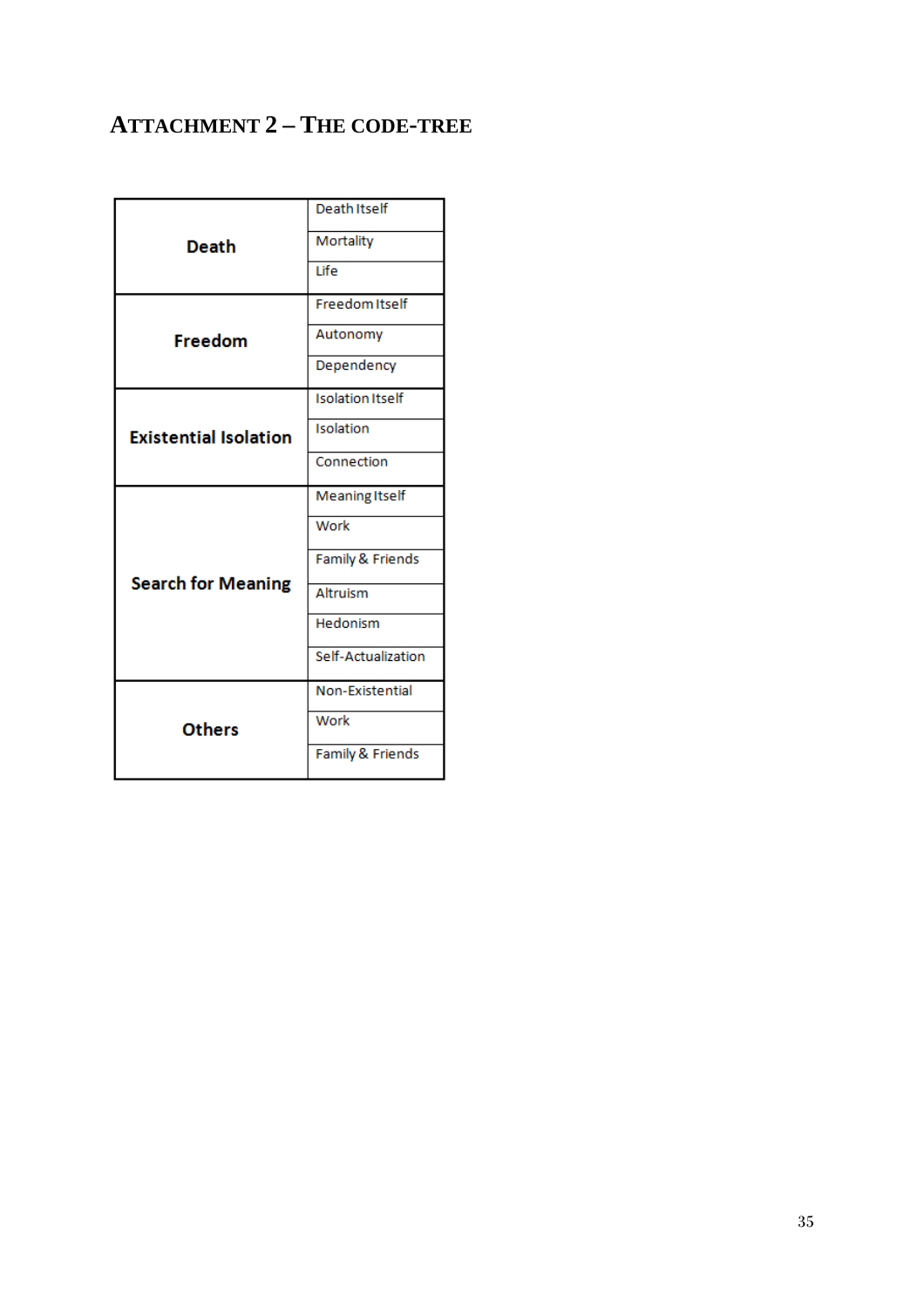## Attachment 2 – The code-tree

| Category | Code |
|---|---|
| **Death** | Death Itself |
| | Mortality |
| | Life |
| **Freedom** | Freedom Itself |
| | Autonomy |
| | Dependency |
| **Existential Isolation** | Isolation Itself |
| | Isolation |
| | Connection |
| **Search for Meaning** | Meaning Itself |
| | Work |
| | Family & Friends |
| | Altruism |
| | Hedonism |
| | Self-Actualization |
| **Others** | Non-Existential |
| | Work |
| | Family & Friends |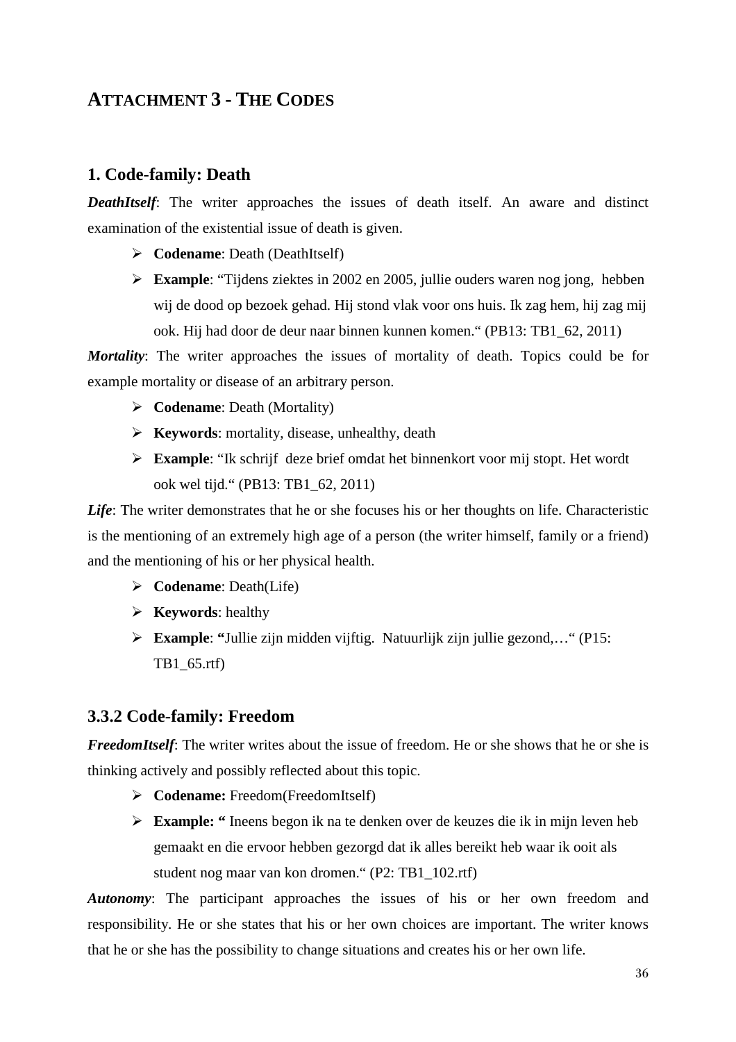## Attachment 3 - The Codes

### 1. Code-family: Death

***DeathItself***: The writer approaches the issues of death itself. An aware and distinct examination of the existential issue of death is given.

- **Codename**: Death (DeathItself)
- **Example**: "Tijdens ziektes in 2002 en 2005, jullie ouders waren nog jong, hebben wij de dood op bezoek gehad. Hij stond vlak voor ons huis. Ik zag hem, hij zag mij ook. Hij had door de deur naar binnen kunnen komen." (PB13: TB1_62, 2011)

***Mortality***: The writer approaches the issues of mortality of death. Topics could be for example mortality or disease of an arbitrary person.

- **Codename**: Death (Mortality)
- **Keywords**: mortality, disease, unhealthy, death
- **Example**: "Ik schrijf deze brief omdat het binnenkort voor mij stopt. Het wordt ook wel tijd." (PB13: TB1_62, 2011)

***Life***: The writer demonstrates that he or she focuses his or her thoughts on life. Characteristic is the mentioning of an extremely high age of a person (the writer himself, family or a friend) and the mentioning of his or her physical health.

- **Codename**: Death(Life)
- **Keywords**: healthy
- **Example**: **"**Jullie zijn midden vijftig. Natuurlijk zijn jullie gezond,…" (P15: TB1_65.rtf)

### 3.3.2 Code-family: Freedom

***FreedomItself***: The writer writes about the issue of freedom. He or she shows that he or she is thinking actively and possibly reflected about this topic.

- **Codename:** Freedom(FreedomItself)
- **Example: "** Ineens begon ik na te denken over de keuzes die ik in mijn leven heb gemaakt en die ervoor hebben gezorgd dat ik alles bereikt heb waar ik ooit als student nog maar van kon dromen." (P2: TB1_102.rtf)

***Autonomy***: The participant approaches the issues of his or her own freedom and responsibility. He or she states that his or her own choices are important. The writer knows that he or she has the possibility to change situations and creates his or her own life.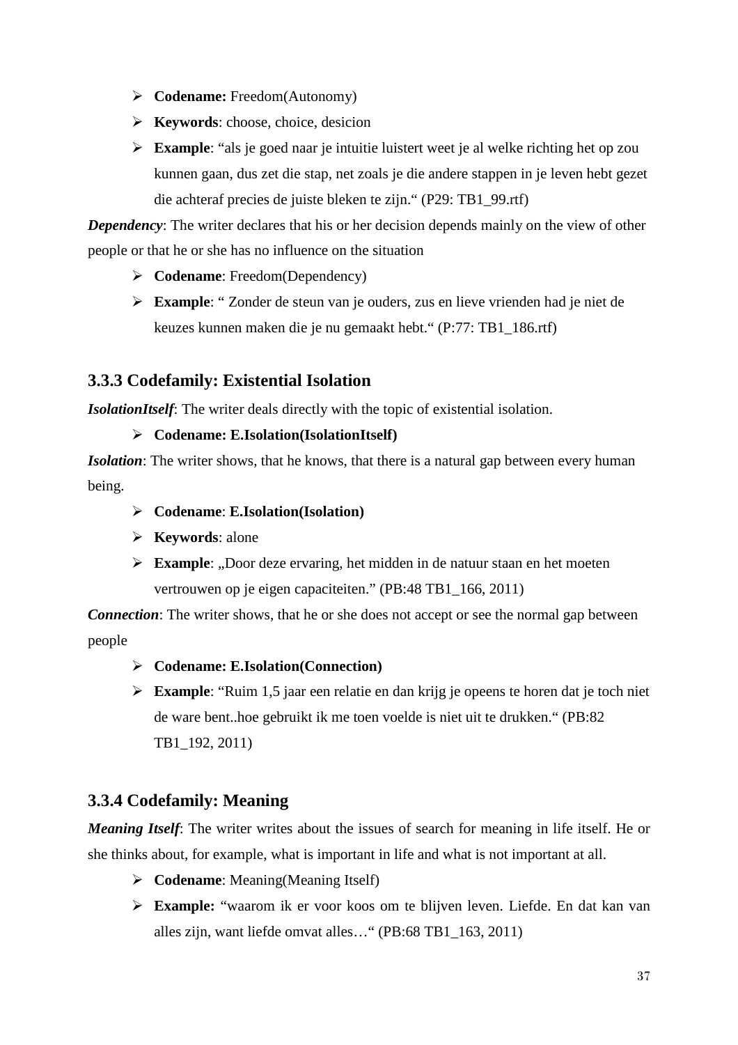- **Codename:** Freedom(Autonomy)
- **Keywords**: choose, choice, desicion
- **Example**: “als je goed naar je intuitie luistert weet je al welke richting het op zou kunnen gaan, dus zet die stap, net zoals je die andere stappen in je leven hebt gezet die achteraf precies de juiste bleken te zijn.“ (P29: TB1_99.rtf)

***Dependency***: The writer declares that his or her decision depends mainly on the view of other people or that he or she has no influence on the situation

- **Codename**: Freedom(Dependency)
- **Example**: “ Zonder de steun van je ouders, zus en lieve vrienden had je niet de keuzes kunnen maken die je nu gemaakt hebt.“ (P:77: TB1_186.rtf)

### 3.3.3 Codefamily: Existential Isolation

***IsolationItself***: The writer deals directly with the topic of existential isolation.

- **Codename: E.Isolation(IsolationItself)**

***Isolation***: The writer shows, that he knows, that there is a natural gap between every human being.

- **Codename**: **E.Isolation(Isolation)**
- **Keywords**: alone
- **Example**: „Door deze ervaring, het midden in de natuur staan en het moeten vertrouwen op je eigen capaciteiten.” (PB:48 TB1_166, 2011)

***Connection***: The writer shows, that he or she does not accept or see the normal gap between people

- **Codename: E.Isolation(Connection)**
- **Example**: “Ruim 1,5 jaar een relatie en dan krijg je opeens te horen dat je toch niet de ware bent..hoe gebruikt ik me toen voelde is niet uit te drukken.“ (PB:82 TB1_192, 2011)

### 3.3.4 Codefamily: Meaning

***Meaning Itself***: The writer writes about the issues of search for meaning in life itself. He or she thinks about, for example, what is important in life and what is not important at all.

- **Codename**: Meaning(Meaning Itself)
- **Example:** “waarom ik er voor koos om te blijven leven. Liefde. En dat kan van alles zijn, want liefde omvat alles…“ (PB:68 TB1_163, 2011)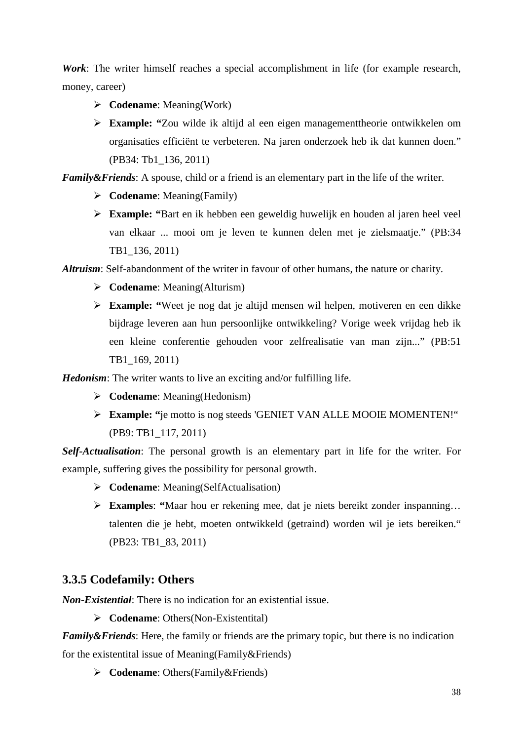***Work***: The writer himself reaches a special accomplishment in life (for example research, money, career)

- **Codename**: Meaning(Work)
- **Example: "**Zou wilde ik altijd al een eigen managementtheorie ontwikkelen om organisaties efficiënt te verbeteren. Na jaren onderzoek heb ik dat kunnen doen." (PB34: Tb1_136, 2011)

***Family&Friends***: A spouse, child or a friend is an elementary part in the life of the writer.

- **Codename**: Meaning(Family)
- **Example: "**Bart en ik hebben een geweldig huwelijk en houden al jaren heel veel van elkaar ... mooi om je leven te kunnen delen met je zielsmaatje." (PB:34 TB1_136, 2011)

***Altruism***: Self-abandonment of the writer in favour of other humans, the nature or charity.

- **Codename**: Meaning(Alturism)
- **Example: "**Weet je nog dat je altijd mensen wil helpen, motiveren en een dikke bijdrage leveren aan hun persoonlijke ontwikkeling? Vorige week vrijdag heb ik een kleine conferentie gehouden voor zelfrealisatie van man zijn..." (PB:51 TB1_169, 2011)

***Hedonism***: The writer wants to live an exciting and/or fulfilling life.

- **Codename**: Meaning(Hedonism)
- **Example: "**je motto is nog steeds 'GENIET VAN ALLE MOOIE MOMENTEN!" (PB9: TB1_117, 2011)

***Self-Actualisation***: The personal growth is an elementary part in life for the writer. For example, suffering gives the possibility for personal growth.

- **Codename**: Meaning(SelfActualisation)
- **Examples**: **"**Maar hou er rekening mee, dat je niets bereikt zonder inspanning… talenten die je hebt, moeten ontwikkeld (getraind) worden wil je iets bereiken." (PB23: TB1_83, 2011)

### 3.3.5 Codefamily: Others

***Non-Existential***: There is no indication for an existential issue.

- **Codename**: Others(Non-Existentital)

***Family&Friends***: Here, the family or friends are the primary topic, but there is no indication for the existentital issue of Meaning(Family&Friends)

- **Codename**: Others(Family&Friends)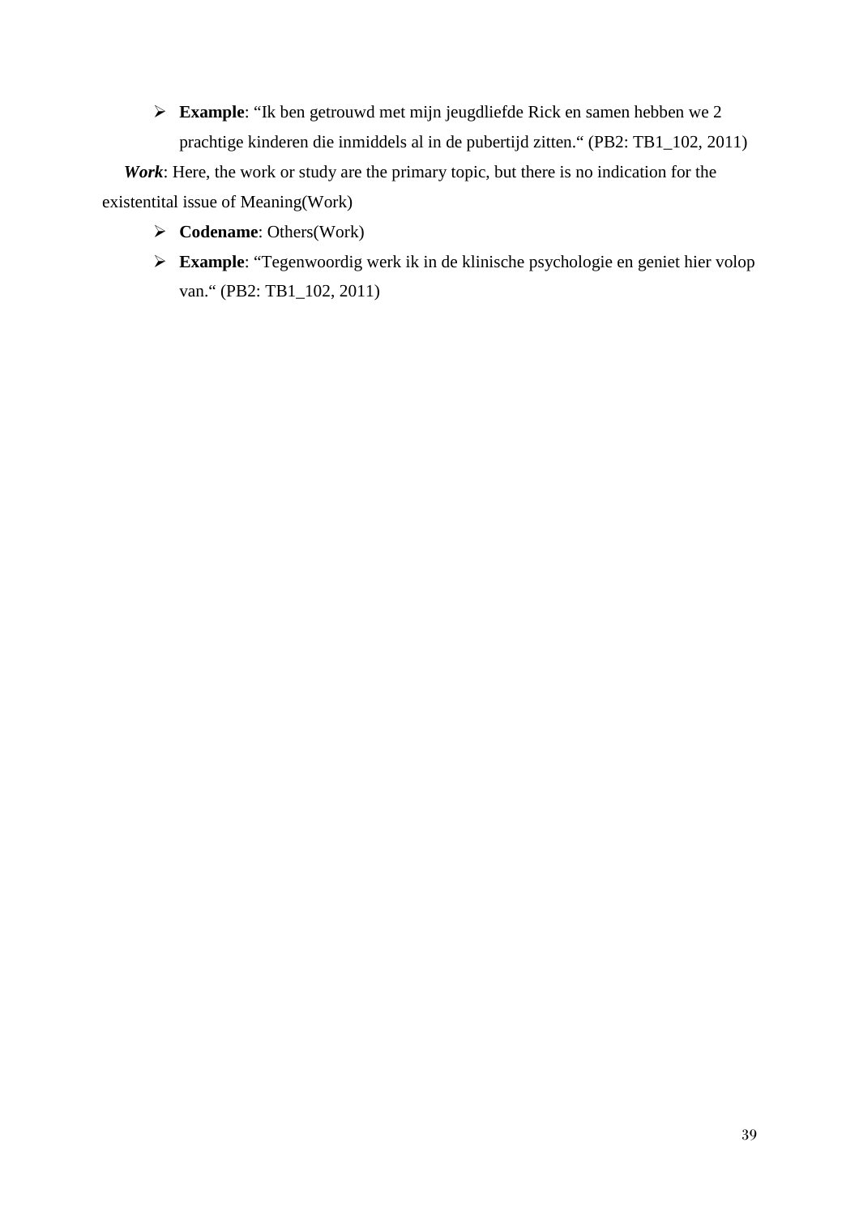- **Example**: “Ik ben getrouwd met mijn jeugdliefde Rick en samen hebben we 2 prachtige kinderen die inmiddels al in de pubertijd zitten.“ (PB2: TB1_102, 2011)

***Work***: Here, the work or study are the primary topic, but there is no indication for the existentital issue of Meaning(Work)

- **Codename**: Others(Work)
- **Example**: “Tegenwoordig werk ik in de klinische psychologie en geniet hier volop van.“ (PB2: TB1_102, 2011)